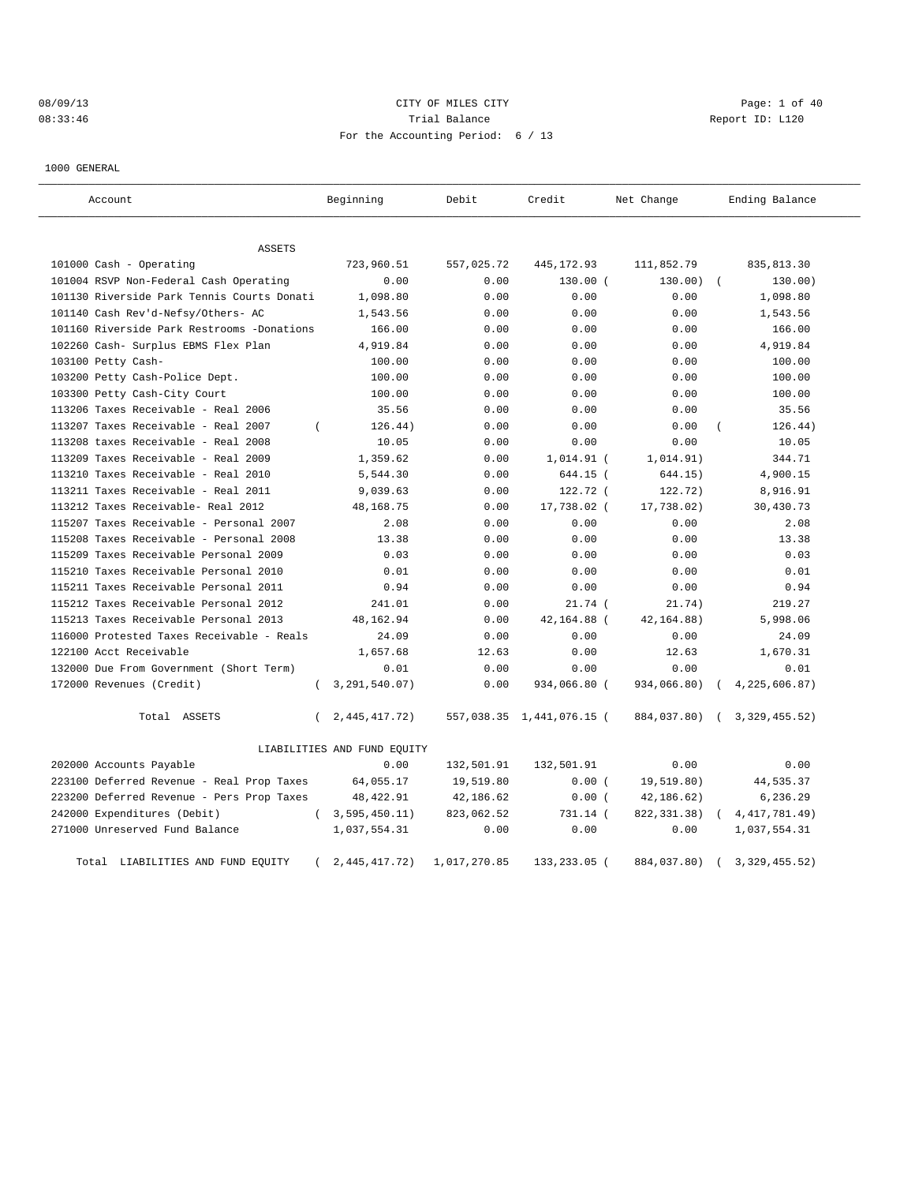08/09/13 CITY OF MILES CITY

08:33:46 Trial Balance Report ID: L120

For the Accounting Period: 6 / 13

1000 GENERAL

| Account | Beginning | Debit | Credit | Net Change | Ending Balance |
|---|---|---|---|---|---|
| ASSETS | | | | | |
| 101000 Cash - Operating | 723,960.51 | 557,025.72 | 445,172.93 | 111,852.79 | 835,813.30 |
| 101004 RSVP Non-Federal Cash Operating | 0.00 | 0.00 | 130.00 | ( 130.00) | ( 130.00) |
| 101130 Riverside Park Tennis Courts Donati | 1,098.80 | 0.00 | 0.00 | 0.00 | 1,098.80 |
| 101140 Cash Rev'd-Nefsy/Others- AC | 1,543.56 | 0.00 | 0.00 | 0.00 | 1,543.56 |
| 101160 Riverside Park Restrooms -Donations | 166.00 | 0.00 | 0.00 | 0.00 | 166.00 |
| 102260 Cash- Surplus EBMS Flex Plan | 4,919.84 | 0.00 | 0.00 | 0.00 | 4,919.84 |
| 103100 Petty Cash- | 100.00 | 0.00 | 0.00 | 0.00 | 100.00 |
| 103200 Petty Cash-Police Dept. | 100.00 | 0.00 | 0.00 | 0.00 | 100.00 |
| 103300 Petty Cash-City Court | 100.00 | 0.00 | 0.00 | 0.00 | 100.00 |
| 113206 Taxes Receivable - Real 2006 | 35.56 | 0.00 | 0.00 | 0.00 | 35.56 |
| 113207 Taxes Receivable - Real 2007 | ( 126.44) | 0.00 | 0.00 | 0.00 | ( 126.44) |
| 113208 taxes Receivable - Real 2008 | 10.05 | 0.00 | 0.00 | 0.00 | 10.05 |
| 113209 Taxes Receivable - Real 2009 | 1,359.62 | 0.00 | 1,014.91 | ( 1,014.91) | 344.71 |
| 113210 Taxes Receivable - Real 2010 | 5,544.30 | 0.00 | 644.15 | ( 644.15) | 4,900.15 |
| 113211 Taxes Receivable - Real 2011 | 9,039.63 | 0.00 | 122.72 | ( 122.72) | 8,916.91 |
| 113212 Taxes Receivable- Real 2012 | 48,168.75 | 0.00 | 17,738.02 | ( 17,738.02) | 30,430.73 |
| 115207 Taxes Receivable - Personal 2007 | 2.08 | 0.00 | 0.00 | 0.00 | 2.08 |
| 115208 Taxes Receivable - Personal 2008 | 13.38 | 0.00 | 0.00 | 0.00 | 13.38 |
| 115209 Taxes Receivable Personal 2009 | 0.03 | 0.00 | 0.00 | 0.00 | 0.03 |
| 115210 Taxes Receivable Personal 2010 | 0.01 | 0.00 | 0.00 | 0.00 | 0.01 |
| 115211 Taxes Receivable Personal 2011 | 0.94 | 0.00 | 0.00 | 0.00 | 0.94 |
| 115212 Taxes Receivable Personal 2012 | 241.01 | 0.00 | 21.74 | ( 21.74) | 219.27 |
| 115213 Taxes Receivable Personal 2013 | 48,162.94 | 0.00 | 42,164.88 | ( 42,164.88) | 5,998.06 |
| 116000 Protested Taxes Receivable - Reals | 24.09 | 0.00 | 0.00 | 0.00 | 24.09 |
| 122100 Acct Receivable | 1,657.68 | 12.63 | 0.00 | 12.63 | 1,670.31 |
| 132000 Due From Government (Short Term) | 0.01 | 0.00 | 0.00 | 0.00 | 0.01 |
| 172000 Revenues (Credit) | ( 3,291,540.07) | 0.00 | 934,066.80 | ( 934,066.80) | ( 4,225,606.87) |
| Total ASSETS | ( 2,445,417.72) | 557,038.35 | 1,441,076.15 | ( 884,037.80) | ( 3,329,455.52) |
| LIABILITIES AND FUND EQUITY | | | | | |
| 202000 Accounts Payable | 0.00 | 132,501.91 | 132,501.91 | 0.00 | 0.00 |
| 223100 Deferred Revenue - Real Prop Taxes | 64,055.17 | 19,519.80 | 0.00 | ( 19,519.80) | 44,535.37 |
| 223200 Deferred Revenue - Pers Prop Taxes | 48,422.91 | 42,186.62 | 0.00 | ( 42,186.62) | 6,236.29 |
| 242000 Expenditures (Debit) | ( 3,595,450.11) | 823,062.52 | 731.14 | ( 822,331.38) | ( 4,417,781.49) |
| 271000 Unreserved Fund Balance | 1,037,554.31 | 0.00 | 0.00 | 0.00 | 1,037,554.31 |
| Total LIABILITIES AND FUND EQUITY | ( 2,445,417.72) | 1,017,270.85 | 133,233.05 | ( 884,037.80) | ( 3,329,455.52) |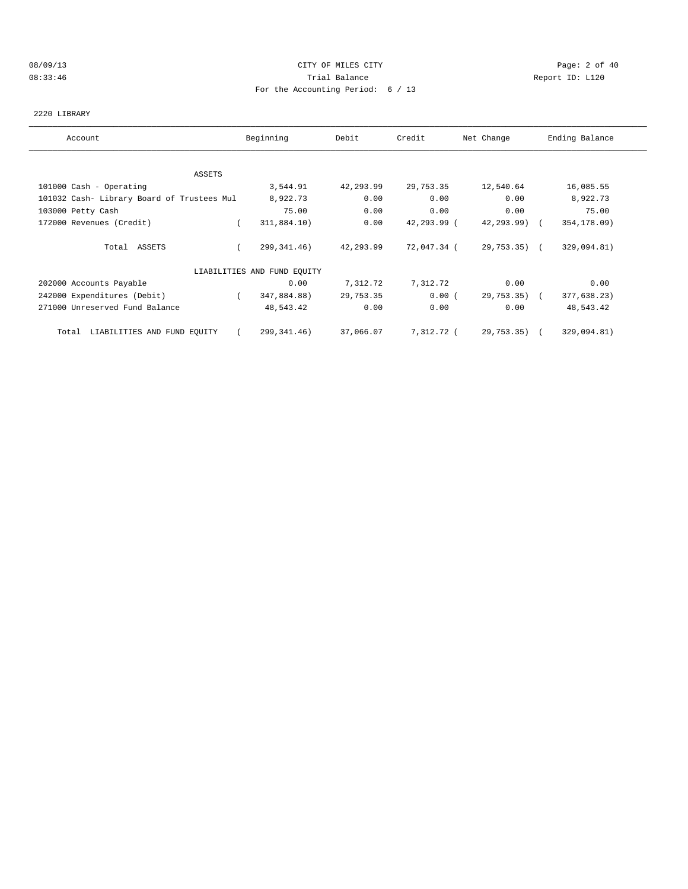CITY OF MILES CITY

Trial Balance

For the Accounting Period: 6 / 13

2220 LIBRARY

| Account | Beginning | Debit | Credit | Net Change | Ending Balance |
|---|---|---|---|---|---|
| ASSETS | | | | | |
| 101000 Cash - Operating | 3,544.91 | 42,293.99 | 29,753.35 | 12,540.64 | 16,085.55 |
| 101032 Cash- Library Board of Trustees Mul | 8,922.73 | 0.00 | 0.00 | 0.00 | 8,922.73 |
| 103000 Petty Cash | 75.00 | 0.00 | 0.00 | 0.00 | 75.00 |
| 172000 Revenues (Credit) | ( 311,884.10) | 0.00 | 42,293.99 | ( 42,293.99) | ( 354,178.09) |
| Total ASSETS | ( 299,341.46) | 42,293.99 | 72,047.34 | ( 29,753.35) | ( 329,094.81) |
| LIABILITIES AND FUND EQUITY | | | | | |
| 202000 Accounts Payable | 0.00 | 7,312.72 | 7,312.72 | 0.00 | 0.00 |
| 242000 Expenditures (Debit) | ( 347,884.88) | 29,753.35 | 0.00 | ( 29,753.35) | ( 377,638.23) |
| 271000 Unreserved Fund Balance | 48,543.42 | 0.00 | 0.00 | 0.00 | 48,543.42 |
| Total LIABILITIES AND FUND EQUITY | ( 299,341.46) | 37,066.07 | 7,312.72 | ( 29,753.35) | ( 329,094.81) |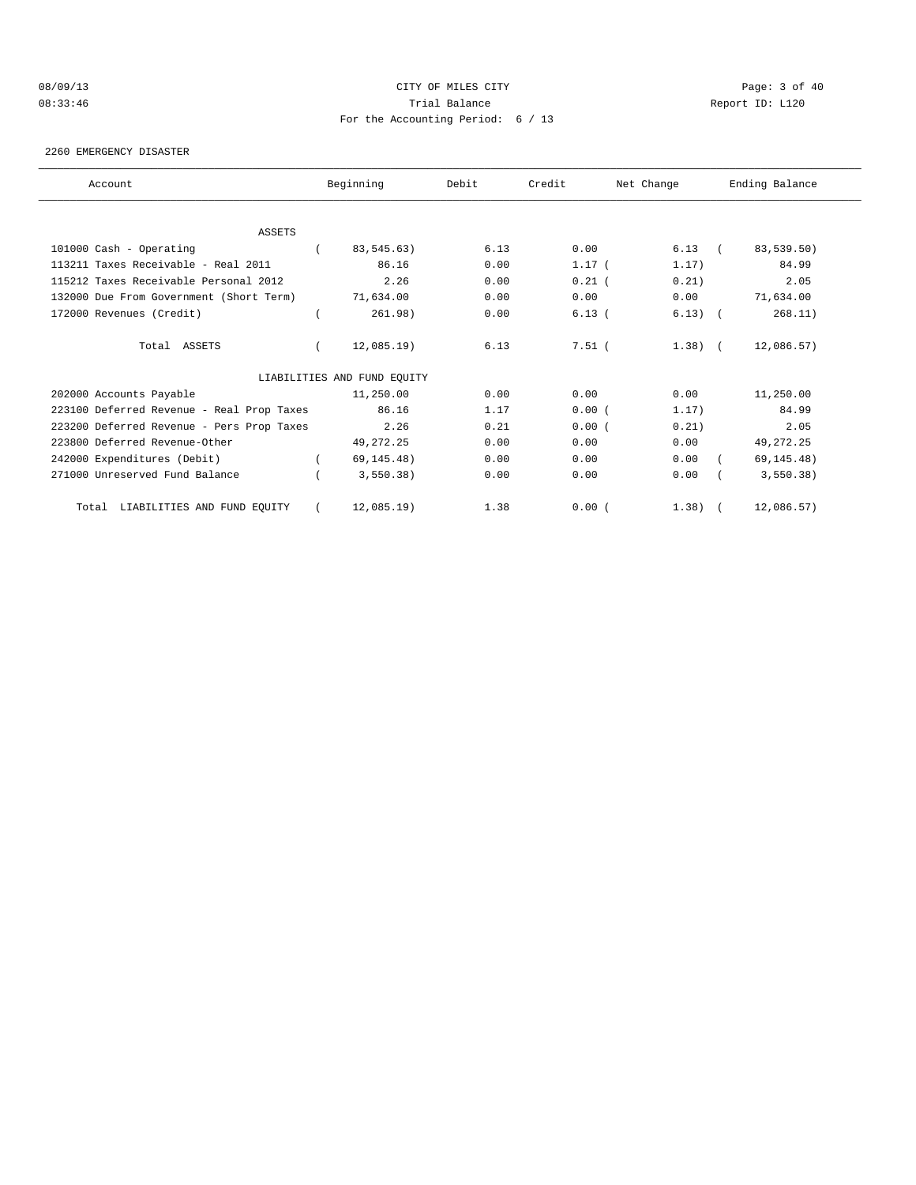CITY OF MILES CITY

Trial Balance

For the Accounting Period: 6 / 13

08/09/13 08:33:46 Report ID: L120

2260 EMERGENCY DISASTER

| Account | Beginning | Debit | Credit | Net Change | Ending Balance |
|---|---|---|---|---|---|
| ASSETS | | | | | |
| 101000 Cash - Operating | ( 83,545.63) | 6.13 | 0.00 | 6.13 | ( 83,539.50) |
| 113211 Taxes Receivable - Real 2011 | 86.16 | 0.00 | 1.17 | ( 1.17) | 84.99 |
| 115212 Taxes Receivable Personal 2012 | 2.26 | 0.00 | 0.21 | ( 0.21) | 2.05 |
| 132000 Due From Government (Short Term) | 71,634.00 | 0.00 | 0.00 | 0.00 | 71,634.00 |
| 172000 Revenues (Credit) | ( 261.98) | 0.00 | 6.13 | ( 6.13) | ( 268.11) |
| Total ASSETS | ( 12,085.19) | 6.13 | 7.51 | ( 1.38) | ( 12,086.57) |
| LIABILITIES AND FUND EQUITY | | | | | |
| 202000 Accounts Payable | 11,250.00 | 0.00 | 0.00 | 0.00 | 11,250.00 |
| 223100 Deferred Revenue - Real Prop Taxes | 86.16 | 1.17 | 0.00 | ( 1.17) | 84.99 |
| 223200 Deferred Revenue - Pers Prop Taxes | 2.26 | 0.21 | 0.00 | ( 0.21) | 2.05 |
| 223800 Deferred Revenue-Other | 49,272.25 | 0.00 | 0.00 | 0.00 | 49,272.25 |
| 242000 Expenditures (Debit) | ( 69,145.48) | 0.00 | 0.00 | 0.00 | ( 69,145.48) |
| 271000 Unreserved Fund Balance | ( 3,550.38) | 0.00 | 0.00 | 0.00 | ( 3,550.38) |
| Total LIABILITIES AND FUND EQUITY | ( 12,085.19) | 1.38 | 0.00 | ( 1.38) | ( 12,086.57) |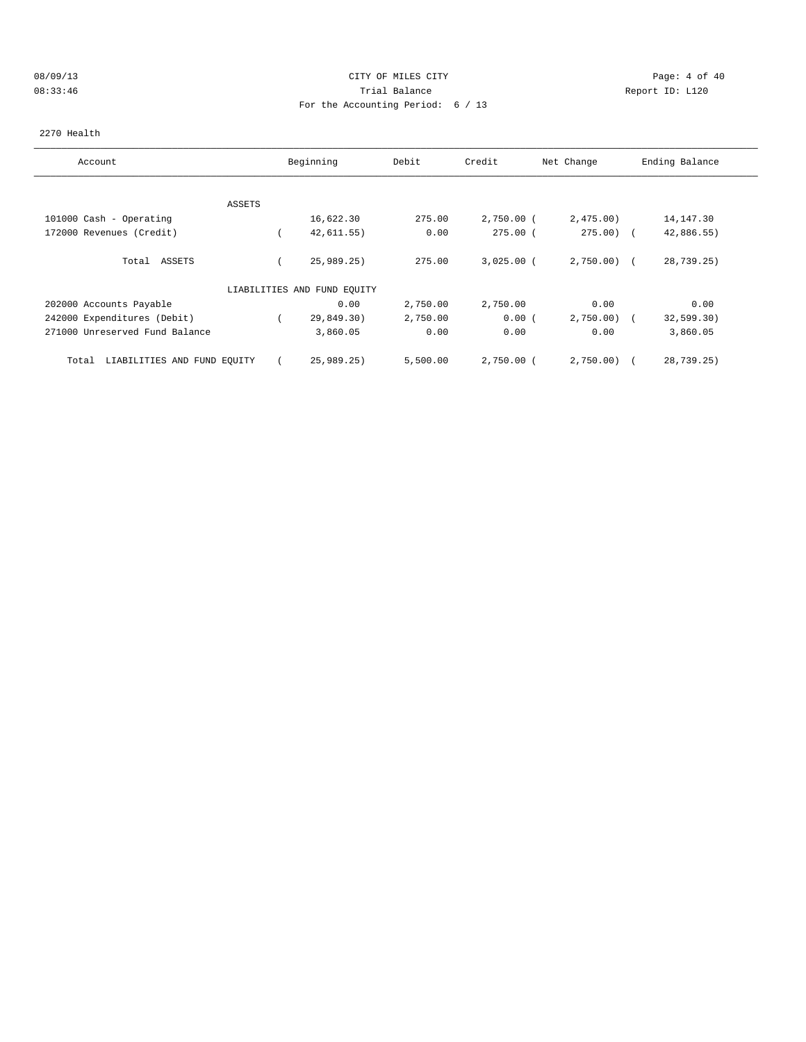CITY OF MILES CITY
Trial Balance
For the Accounting Period: 6 / 13

08/09/13
08:33:46

Report ID: L120

2270 Health

| Account | Beginning | Debit | Credit | Net Change | Ending Balance |
|---|---|---|---|---|---|
| ASSETS | | | | | |
| 101000 Cash - Operating | 16,622.30 | 275.00 | 2,750.00 | (2,475.00) | 14,147.30 |
| 172000 Revenues (Credit) | (42,611.55) | 0.00 | 275.00 | (275.00) | (42,886.55) |
| Total ASSETS | (25,989.25) | 275.00 | 3,025.00 | (2,750.00) | (28,739.25) |
| LIABILITIES AND FUND EQUITY | | | | | |
| 202000 Accounts Payable | 0.00 | 2,750.00 | 2,750.00 | 0.00 | 0.00 |
| 242000 Expenditures (Debit) | (29,849.30) | 2,750.00 | 0.00 | (2,750.00) | (32,599.30) |
| 271000 Unreserved Fund Balance | 3,860.05 | 0.00 | 0.00 | 0.00 | 3,860.05 |
| Total LIABILITIES AND FUND EQUITY | (25,989.25) | 5,500.00 | 2,750.00 | (2,750.00) | (28,739.25) |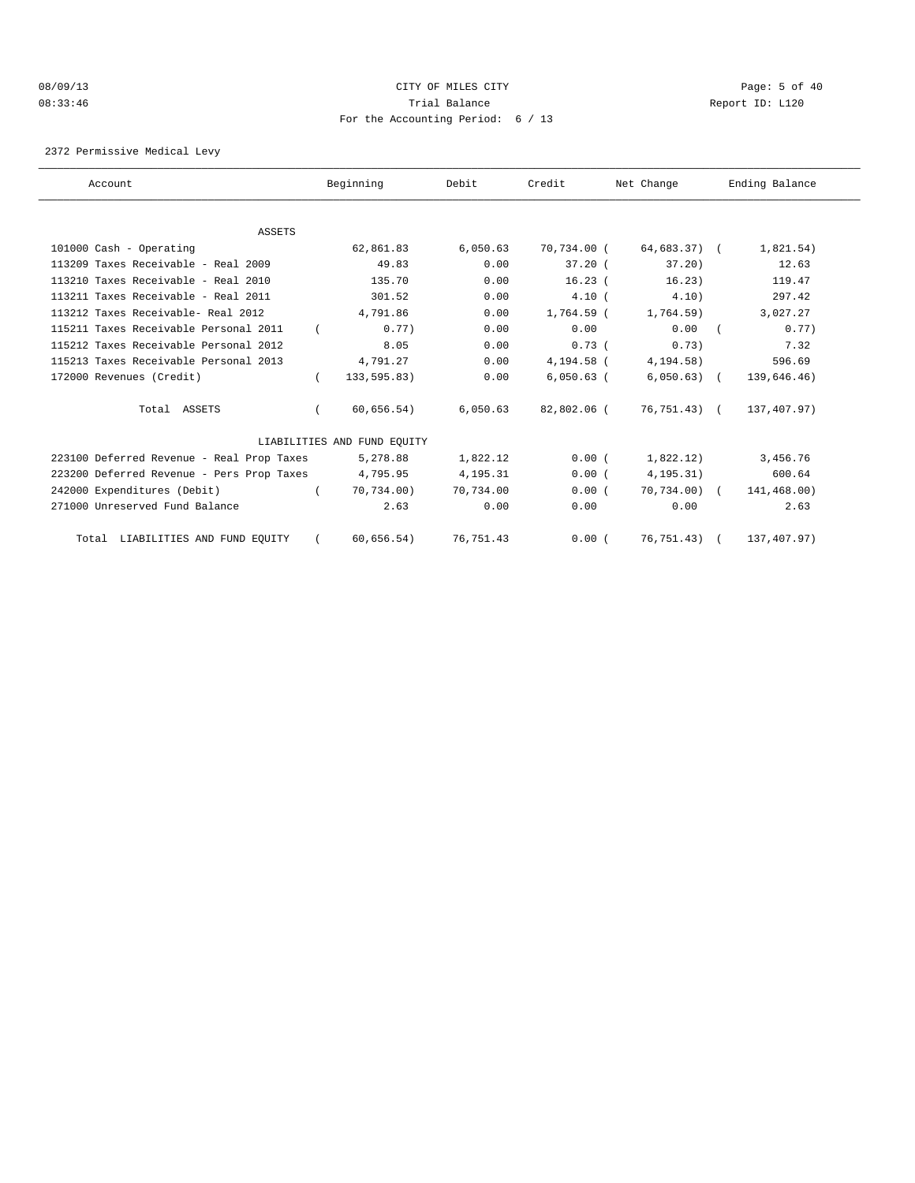CITY OF MILES CITY

Trial Balance

For the Accounting Period: 6 / 13

08/09/13 08:33:46 Report ID: L120

2372 Permissive Medical Levy

| Account | Beginning | Debit | Credit | Net Change | Ending Balance |
|---|---|---|---|---|---|
| **ASSETS** | | | | | |
| 101000 Cash - Operating | 62,861.83 | 6,050.63 | 70,734.00 | (64,683.37) | (1,821.54) |
| 113209 Taxes Receivable - Real 2009 | 49.83 | 0.00 | 37.20 | (37.20) | 12.63 |
| 113210 Taxes Receivable - Real 2010 | 135.70 | 0.00 | 16.23 | (16.23) | 119.47 |
| 113211 Taxes Receivable - Real 2011 | 301.52 | 0.00 | 4.10 | (4.10) | 297.42 |
| 113212 Taxes Receivable- Real 2012 | 4,791.86 | 0.00 | 1,764.59 | (1,764.59) | 3,027.27 |
| 115211 Taxes Receivable Personal 2011 | (0.77) | 0.00 | 0.00 | 0.00 | (0.77) |
| 115212 Taxes Receivable Personal 2012 | 8.05 | 0.00 | 0.73 | (0.73) | 7.32 |
| 115213 Taxes Receivable Personal 2013 | 4,791.27 | 0.00 | 4,194.58 | (4,194.58) | 596.69 |
| 172000 Revenues (Credit) | (133,595.83) | 0.00 | 6,050.63 | (6,050.63) | (139,646.46) |
| Total ASSETS | (60,656.54) | 6,050.63 | 82,802.06 | (76,751.43) | (137,407.97) |
| **LIABILITIES AND FUND EQUITY** | | | | | |
| 223100 Deferred Revenue - Real Prop Taxes | 5,278.88 | 1,822.12 | 0.00 | (1,822.12) | 3,456.76 |
| 223200 Deferred Revenue - Pers Prop Taxes | 4,795.95 | 4,195.31 | 0.00 | (4,195.31) | 600.64 |
| 242000 Expenditures (Debit) | (70,734.00) | 70,734.00 | 0.00 | (70,734.00) | (141,468.00) |
| 271000 Unreserved Fund Balance | 2.63 | 0.00 | 0.00 | 0.00 | 2.63 |
| Total LIABILITIES AND FUND EQUITY | (60,656.54) | 76,751.43 | 0.00 | (76,751.43) | (137,407.97) |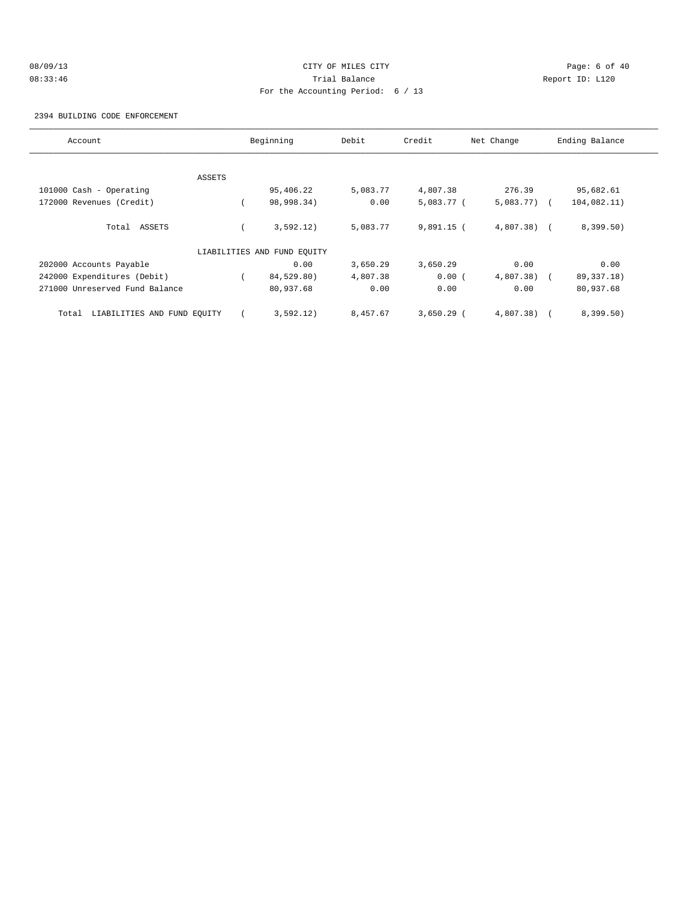CITY OF MILES CITY
Trial Balance
For the Accounting Period: 6 / 13

08/09/13
08:33:46

Report ID: L120

2394 BUILDING CODE ENFORCEMENT

| Account | Beginning | Debit | Credit | Net Change | Ending Balance |
|---|---|---|---|---|---|
| ASSETS | | | | | |
| 101000 Cash - Operating | 95,406.22 | 5,083.77 | 4,807.38 | 276.39 | 95,682.61 |
| 172000 Revenues (Credit) | ( 98,998.34) | 0.00 | 5,083.77 | ( 5,083.77) | ( 104,082.11) |
| Total ASSETS | ( 3,592.12) | 5,083.77 | 9,891.15 | ( 4,807.38) | ( 8,399.50) |
| LIABILITIES AND FUND EQUITY | | | | | |
| 202000 Accounts Payable | 0.00 | 3,650.29 | 3,650.29 | 0.00 | 0.00 |
| 242000 Expenditures (Debit) | ( 84,529.80) | 4,807.38 | 0.00 | ( 4,807.38) | ( 89,337.18) |
| 271000 Unreserved Fund Balance | 80,937.68 | 0.00 | 0.00 | 0.00 | 80,937.68 |
| Total LIABILITIES AND FUND EQUITY | ( 3,592.12) | 8,457.67 | 3,650.29 | ( 4,807.38) | ( 8,399.50) |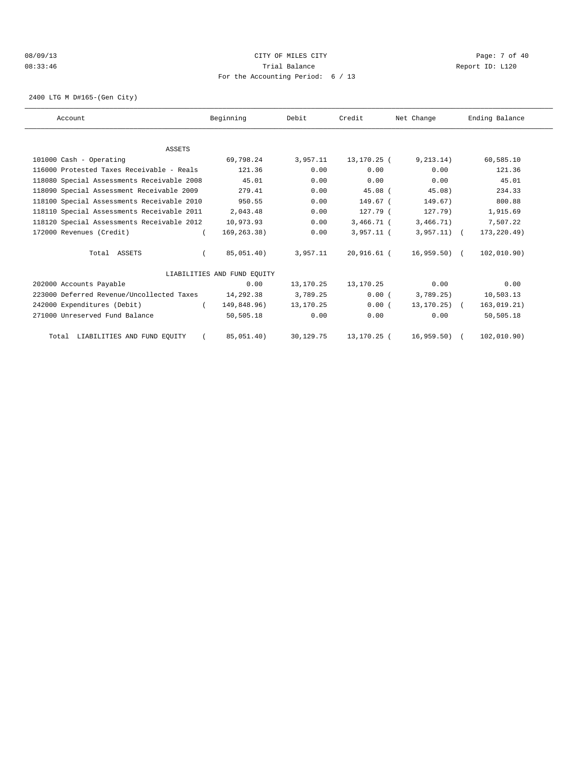CITY OF MILES CITY

Trial Balance

For the Accounting Period: 6 / 13

08/09/13 08:33:46 Page: 7 of 40 Report ID: L120

2400 LTG M D#165-(Gen City)

| Account | Beginning | Debit | Credit | Net Change | Ending Balance |
|---|---|---|---|---|---|
| ASSETS | | | | | |
| 101000 Cash - Operating | 69,798.24 | 3,957.11 | 13,170.25 | (9,213.14) | 60,585.10 |
| 116000 Protested Taxes Receivable - Reals | 121.36 | 0.00 | 0.00 | 0.00 | 121.36 |
| 118080 Special Assessments Receivable 2008 | 45.01 | 0.00 | 0.00 | 0.00 | 45.01 |
| 118090 Special Assessment Receivable 2009 | 279.41 | 0.00 | 45.08 | (45.08) | 234.33 |
| 118100 Special Assessments Receivable 2010 | 950.55 | 0.00 | 149.67 | (149.67) | 800.88 |
| 118110 Special Assessments Receivable 2011 | 2,043.48 | 0.00 | 127.79 | (127.79) | 1,915.69 |
| 118120 Special Assessments Receivable 2012 | 10,973.93 | 0.00 | 3,466.71 | (3,466.71) | 7,507.22 |
| 172000 Revenues (Credit) | (169,263.38) | 0.00 | 3,957.11 | (3,957.11) | (173,220.49) |
| Total ASSETS | (85,051.40) | 3,957.11 | 20,916.61 | (16,959.50) | (102,010.90) |
| LIABILITIES AND FUND EQUITY | | | | | |
| 202000 Accounts Payable | 0.00 | 13,170.25 | 13,170.25 | 0.00 | 0.00 |
| 223000 Deferred Revenue/Uncollected Taxes | 14,292.38 | 3,789.25 | 0.00 | (3,789.25) | 10,503.13 |
| 242000 Expenditures (Debit) | (149,848.96) | 13,170.25 | 0.00 | (13,170.25) | (163,019.21) |
| 271000 Unreserved Fund Balance | 50,505.18 | 0.00 | 0.00 | 0.00 | 50,505.18 |
| Total LIABILITIES AND FUND EQUITY | (85,051.40) | 30,129.75 | 13,170.25 | (16,959.50) | (102,010.90) |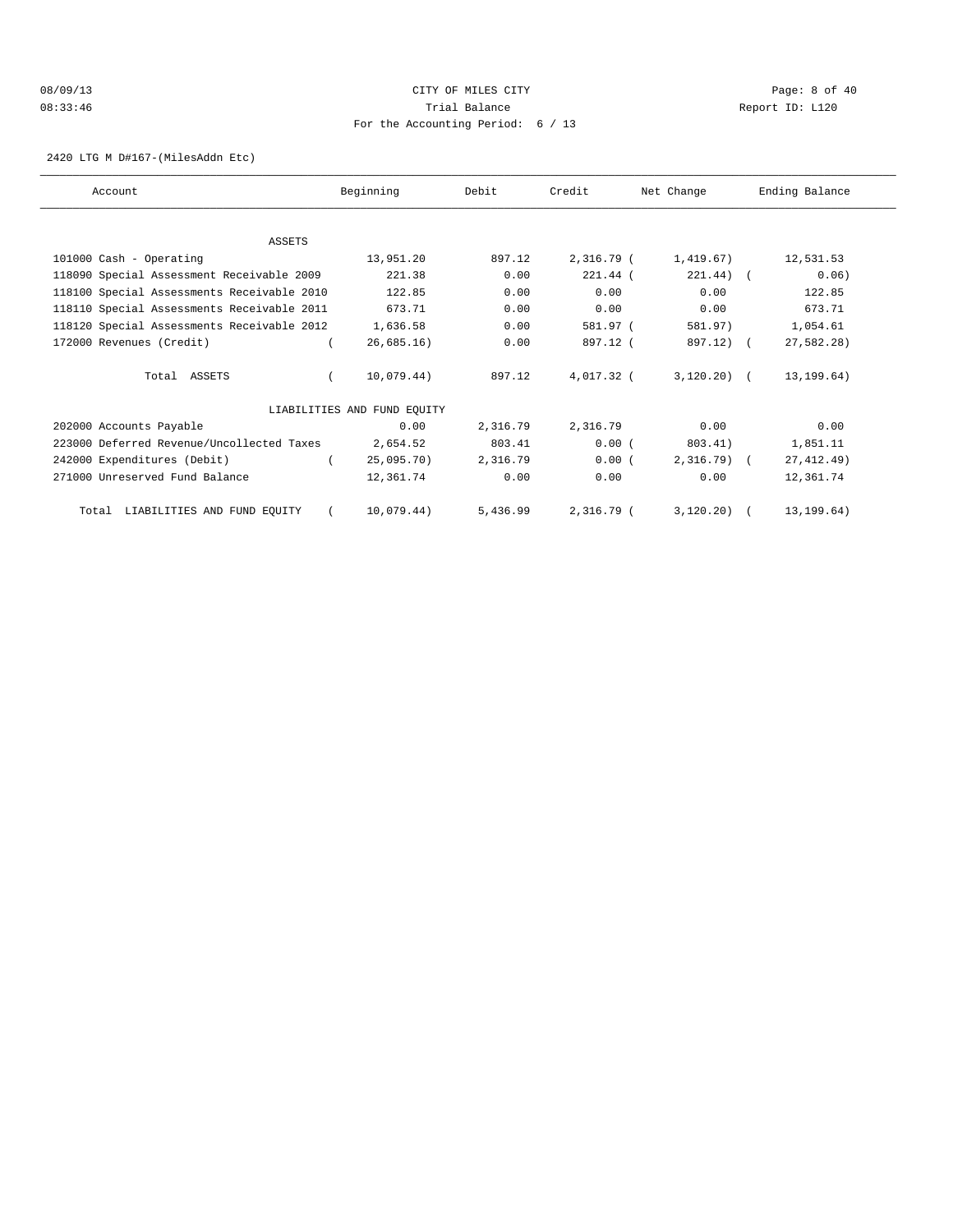CITY OF MILES CITY

Trial Balance

For the Accounting Period: 6 / 13

08/09/13 08:33:46 Report ID: L120

2420 LTG M D#167-(MilesAddn Etc)

| Account | Beginning | Debit | Credit | Net Change | Ending Balance |
|---|---|---|---|---|---|
| ASSETS | | | | | |
| 101000 Cash - Operating | 13,951.20 | 897.12 | 2,316.79 | ( 1,419.67) | 12,531.53 |
| 118090 Special Assessment Receivable 2009 | 221.38 | 0.00 | 221.44 | ( 221.44) | ( 0.06) |
| 118100 Special Assessments Receivable 2010 | 122.85 | 0.00 | 0.00 | 0.00 | 122.85 |
| 118110 Special Assessments Receivable 2011 | 673.71 | 0.00 | 0.00 | 0.00 | 673.71 |
| 118120 Special Assessments Receivable 2012 | 1,636.58 | 0.00 | 581.97 | ( 581.97) | 1,054.61 |
| 172000 Revenues (Credit) | ( 26,685.16) | 0.00 | 897.12 | ( 897.12) | ( 27,582.28) |
| Total ASSETS | ( 10,079.44) | 897.12 | 4,017.32 | ( 3,120.20) | ( 13,199.64) |
| LIABILITIES AND FUND EQUITY | | | | | |
| 202000 Accounts Payable | 0.00 | 2,316.79 | 2,316.79 | 0.00 | 0.00 |
| 223000 Deferred Revenue/Uncollected Taxes | 2,654.52 | 803.41 | 0.00 | ( 803.41) | 1,851.11 |
| 242000 Expenditures (Debit) | ( 25,095.70) | 2,316.79 | 0.00 | ( 2,316.79) | ( 27,412.49) |
| 271000 Unreserved Fund Balance | 12,361.74 | 0.00 | 0.00 | 0.00 | 12,361.74 |
| Total LIABILITIES AND FUND EQUITY | ( 10,079.44) | 5,436.99 | 2,316.79 | ( 3,120.20) | ( 13,199.64) |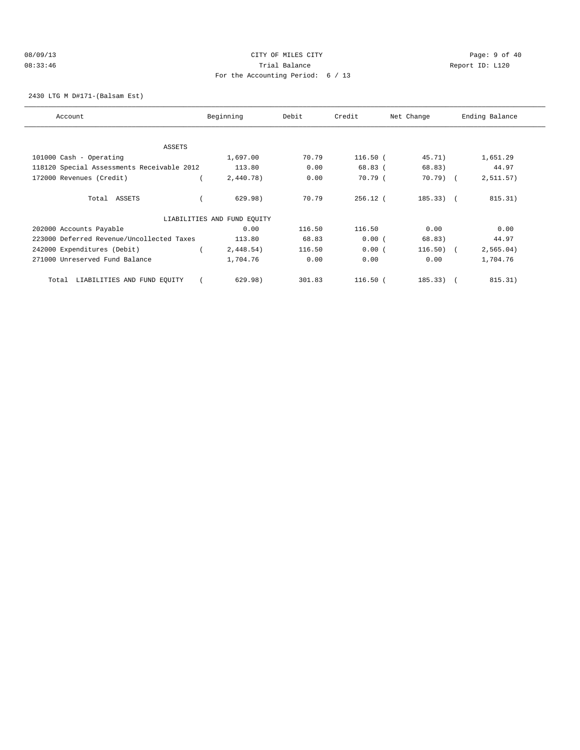CITY OF MILES CITY

Trial Balance

For the Accounting Period: 6 / 13

2430 LTG M D#171-(Balsam Est)

| Account | Beginning | Debit | Credit | Net Change | Ending Balance |
|---|---|---|---|---|---|
| ASSETS | | | | | |
| 101000 Cash - Operating | 1,697.00 | 70.79 | 116.50 | ( 45.71) | 1,651.29 |
| 118120 Special Assessments Receivable 2012 | 113.80 | 0.00 | 68.83 | ( 68.83) | 44.97 |
| 172000 Revenues (Credit) | ( 2,440.78) | 0.00 | 70.79 | ( 70.79) | ( 2,511.57) |
| Total ASSETS | ( 629.98) | 70.79 | 256.12 | ( 185.33) | ( 815.31) |
| LIABILITIES AND FUND EQUITY | | | | | |
| 202000 Accounts Payable | 0.00 | 116.50 | 116.50 | 0.00 | 0.00 |
| 223000 Deferred Revenue/Uncollected Taxes | 113.80 | 68.83 | 0.00 | ( 68.83) | 44.97 |
| 242000 Expenditures (Debit) | ( 2,448.54) | 116.50 | 0.00 | ( 116.50) | ( 2,565.04) |
| 271000 Unreserved Fund Balance | 1,704.76 | 0.00 | 0.00 | 0.00 | 1,704.76 |
| Total LIABILITIES AND FUND EQUITY | ( 629.98) | 301.83 | 116.50 | ( 185.33) | ( 815.31) |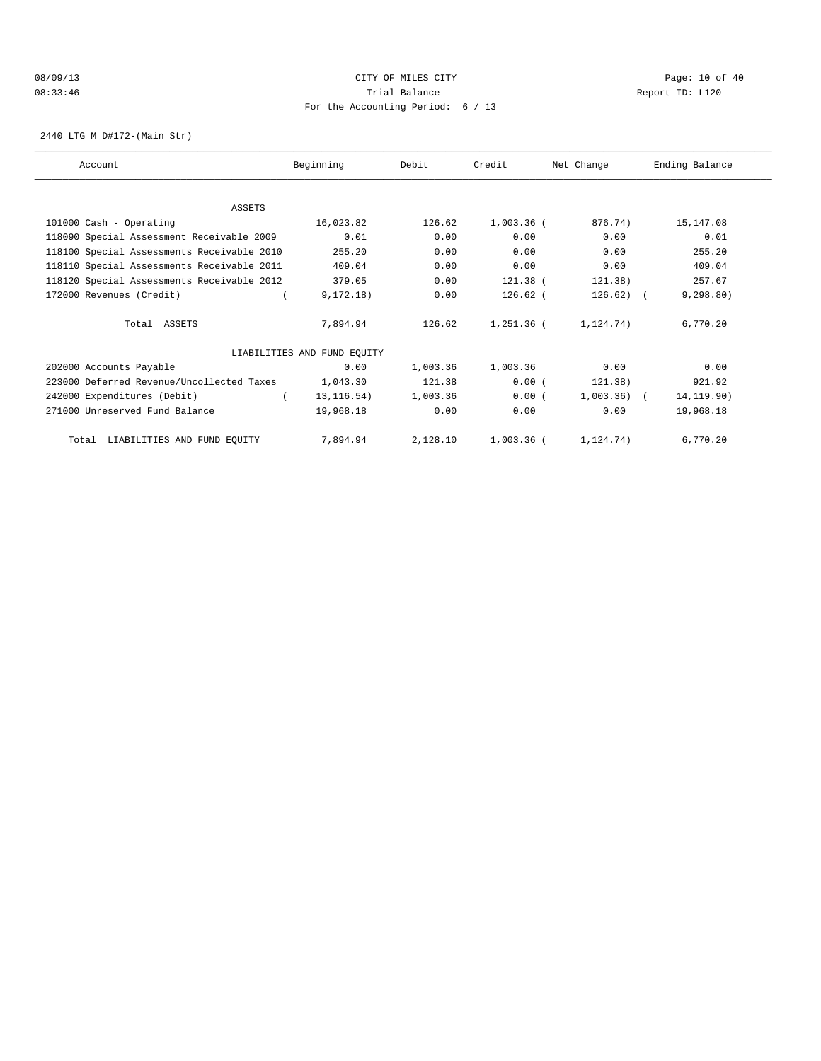CITY OF MILES CITY

Trial Balance

For the Accounting Period: 6 / 13

08/09/13 08:33:46 Report ID: L120

2440 LTG M D#172-(Main Str)

| Account | Beginning | Debit | Credit | Net Change | Ending Balance |
|---|---|---|---|---|---|
| ASSETS | | | | | |
| 101000 Cash - Operating | 16,023.82 | 126.62 | 1,003.36 | ( 876.74) | 15,147.08 |
| 118090 Special Assessment Receivable 2009 | 0.01 | 0.00 | 0.00 | 0.00 | 0.01 |
| 118100 Special Assessments Receivable 2010 | 255.20 | 0.00 | 0.00 | 0.00 | 255.20 |
| 118110 Special Assessments Receivable 2011 | 409.04 | 0.00 | 0.00 | 0.00 | 409.04 |
| 118120 Special Assessments Receivable 2012 | 379.05 | 0.00 | 121.38 | ( 121.38) | 257.67 |
| 172000 Revenues (Credit) | ( 9,172.18) | 0.00 | 126.62 | ( 126.62) | ( 9,298.80) |
| Total ASSETS | 7,894.94 | 126.62 | 1,251.36 | ( 1,124.74) | 6,770.20 |
| LIABILITIES AND FUND EQUITY | | | | | |
| 202000 Accounts Payable | 0.00 | 1,003.36 | 1,003.36 | 0.00 | 0.00 |
| 223000 Deferred Revenue/Uncollected Taxes | 1,043.30 | 121.38 | 0.00 | ( 121.38) | 921.92 |
| 242000 Expenditures (Debit) | ( 13,116.54) | 1,003.36 | 0.00 | ( 1,003.36) | ( 14,119.90) |
| 271000 Unreserved Fund Balance | 19,968.18 | 0.00 | 0.00 | 0.00 | 19,968.18 |
| Total LIABILITIES AND FUND EQUITY | 7,894.94 | 2,128.10 | 1,003.36 | ( 1,124.74) | 6,770.20 |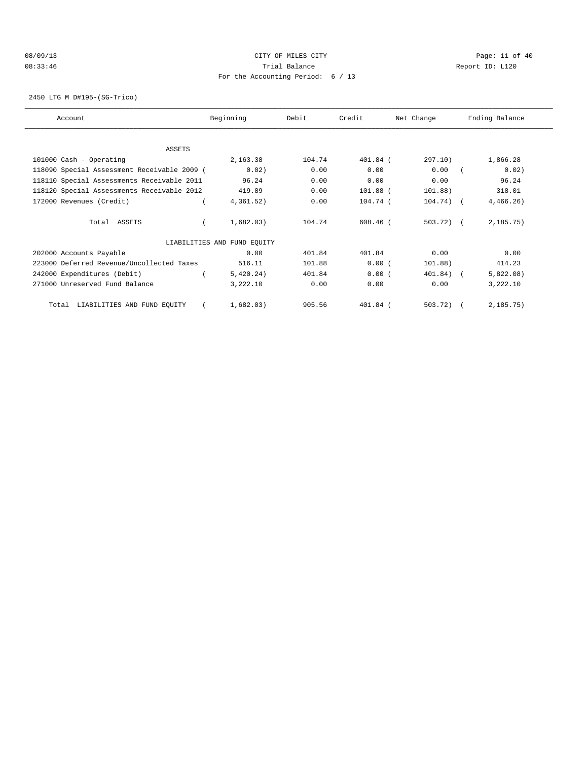CITY OF MILES CITY

Trial Balance

For the Accounting Period: 6 / 13

2450 LTG M D#195-(SG-Trico)

| Account | Beginning | Debit | Credit | Net Change | Ending Balance |
|---|---|---|---|---|---|
| ASSETS | | | | | |
| 101000 Cash - Operating | 2,163.38 | 104.74 | 401.84 | (297.10) | 1,866.28 |
| 118090 Special Assessment Receivable 2009 | (0.02) | 0.00 | 0.00 | 0.00 | (0.02) |
| 118110 Special Assessments Receivable 2011 | 96.24 | 0.00 | 0.00 | 0.00 | 96.24 |
| 118120 Special Assessments Receivable 2012 | 419.89 | 0.00 | 101.88 | (101.88) | 318.01 |
| 172000 Revenues (Credit) | (4,361.52) | 0.00 | 104.74 | (104.74) | (4,466.26) |
| Total ASSETS | (1,682.03) | 104.74 | 608.46 | (503.72) | (2,185.75) |
| LIABILITIES AND FUND EQUITY | | | | | |
| 202000 Accounts Payable | 0.00 | 401.84 | 401.84 | 0.00 | 0.00 |
| 223000 Deferred Revenue/Uncollected Taxes | 516.11 | 101.88 | 0.00 | (101.88) | 414.23 |
| 242000 Expenditures (Debit) | (5,420.24) | 401.84 | 0.00 | (401.84) | (5,822.08) |
| 271000 Unreserved Fund Balance | 3,222.10 | 0.00 | 0.00 | 0.00 | 3,222.10 |
| Total LIABILITIES AND FUND EQUITY | (1,682.03) | 905.56 | 401.84 | (503.72) | (2,185.75) |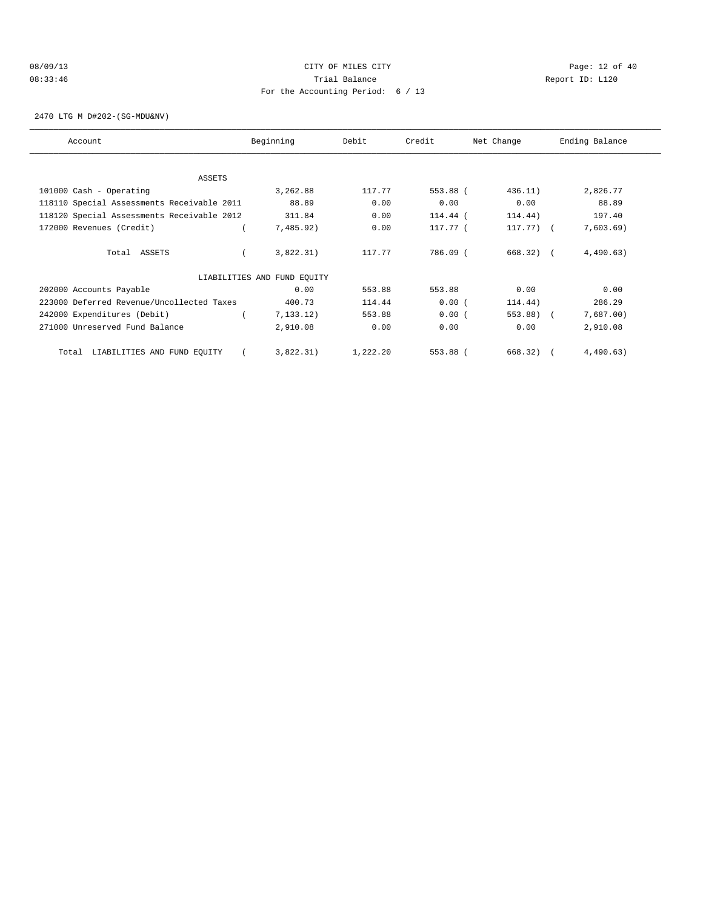CITY OF MILES CITY

Trial Balance

For the Accounting Period: 6 / 13

08/09/13 08:33:46 Report ID: L120

2470 LTG M D#202-(SG-MDU&NV)

| Account | Beginning | Debit | Credit | Net Change | Ending Balance |
|---|---|---|---|---|---|
| ASSETS | | | | | |
| 101000 Cash - Operating | 3,262.88 | 117.77 | 553.88 | ( 436.11) | 2,826.77 |
| 118110 Special Assessments Receivable 2011 | 88.89 | 0.00 | 0.00 | 0.00 | 88.89 |
| 118120 Special Assessments Receivable 2012 | 311.84 | 0.00 | 114.44 | ( 114.44) | 197.40 |
| 172000 Revenues (Credit) | ( 7,485.92) | 0.00 | 117.77 | ( 117.77) | ( 7,603.69) |
| Total ASSETS | ( 3,822.31) | 117.77 | 786.09 | ( 668.32) | ( 4,490.63) |
| LIABILITIES AND FUND EQUITY | | | | | |
| 202000 Accounts Payable | 0.00 | 553.88 | 553.88 | 0.00 | 0.00 |
| 223000 Deferred Revenue/Uncollected Taxes | 400.73 | 114.44 | 0.00 | ( 114.44) | 286.29 |
| 242000 Expenditures (Debit) | ( 7,133.12) | 553.88 | 0.00 | ( 553.88) | ( 7,687.00) |
| 271000 Unreserved Fund Balance | 2,910.08 | 0.00 | 0.00 | 0.00 | 2,910.08 |
| Total LIABILITIES AND FUND EQUITY | ( 3,822.31) | 1,222.20 | 553.88 | ( 668.32) | ( 4,490.63) |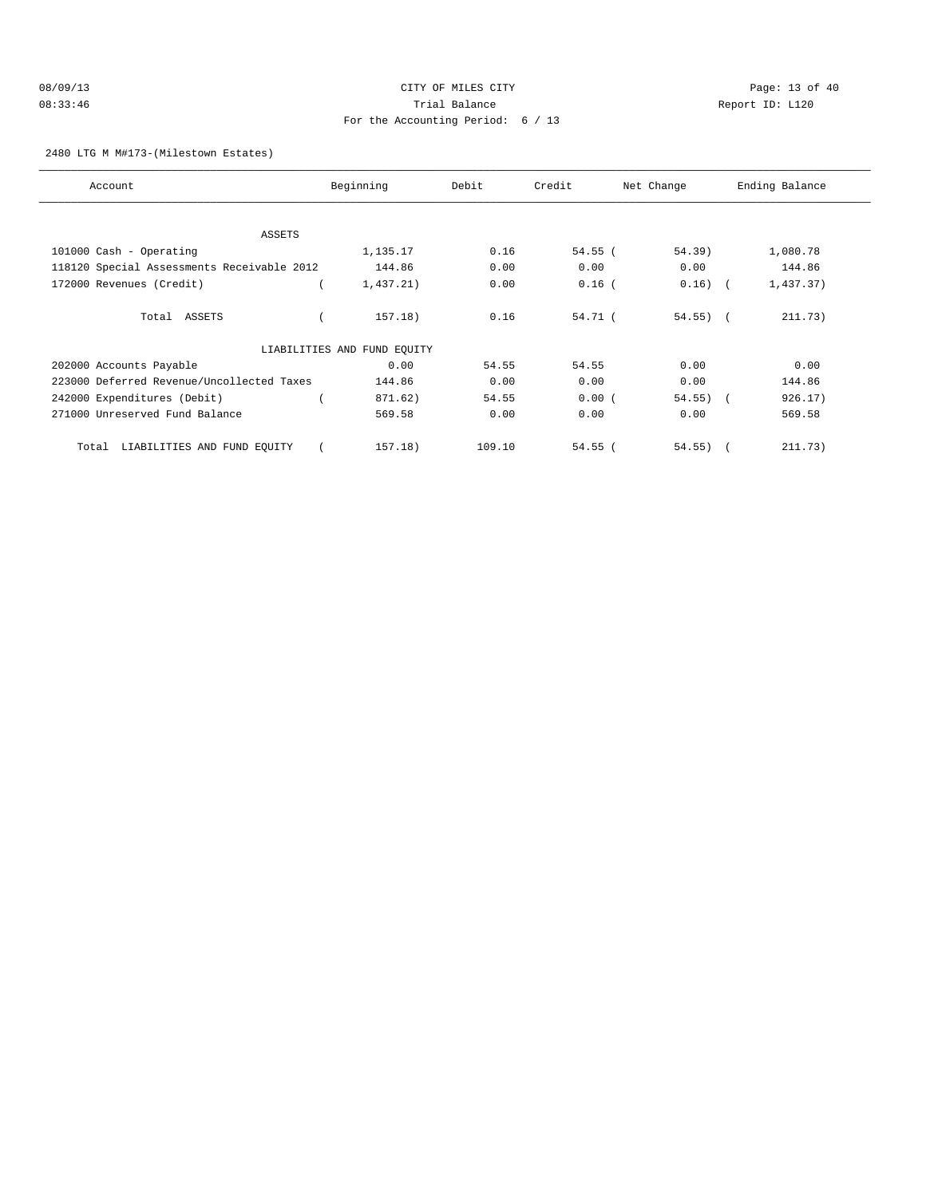CITY OF MILES CITY

Trial Balance

For the Accounting Period: 6 / 13

08/09/13 08:33:46

Report ID: L120

2480 LTG M M#173-(Milestown Estates)

| Account | Beginning | Debit | Credit | Net Change | Ending Balance |
|---|---|---|---|---|---|
| ASSETS | | | | | |
| 101000 Cash - Operating | 1,135.17 | 0.16 | 54.55 | ( 54.39) | 1,080.78 |
| 118120 Special Assessments Receivable 2012 | 144.86 | 0.00 | 0.00 | 0.00 | 144.86 |
| 172000 Revenues (Credit) | ( 1,437.21) | 0.00 | 0.16 | ( 0.16) | ( 1,437.37) |
| Total ASSETS | ( 157.18) | 0.16 | 54.71 | ( 54.55) | ( 211.73) |
| LIABILITIES AND FUND EQUITY | | | | | |
| 202000 Accounts Payable | 0.00 | 54.55 | 54.55 | 0.00 | 0.00 |
| 223000 Deferred Revenue/Uncollected Taxes | 144.86 | 0.00 | 0.00 | 0.00 | 144.86 |
| 242000 Expenditures (Debit) | ( 871.62) | 54.55 | 0.00 | ( 54.55) | ( 926.17) |
| 271000 Unreserved Fund Balance | 569.58 | 0.00 | 0.00 | 0.00 | 569.58 |
| Total LIABILITIES AND FUND EQUITY | ( 157.18) | 109.10 | 54.55 | ( 54.55) | ( 211.73) |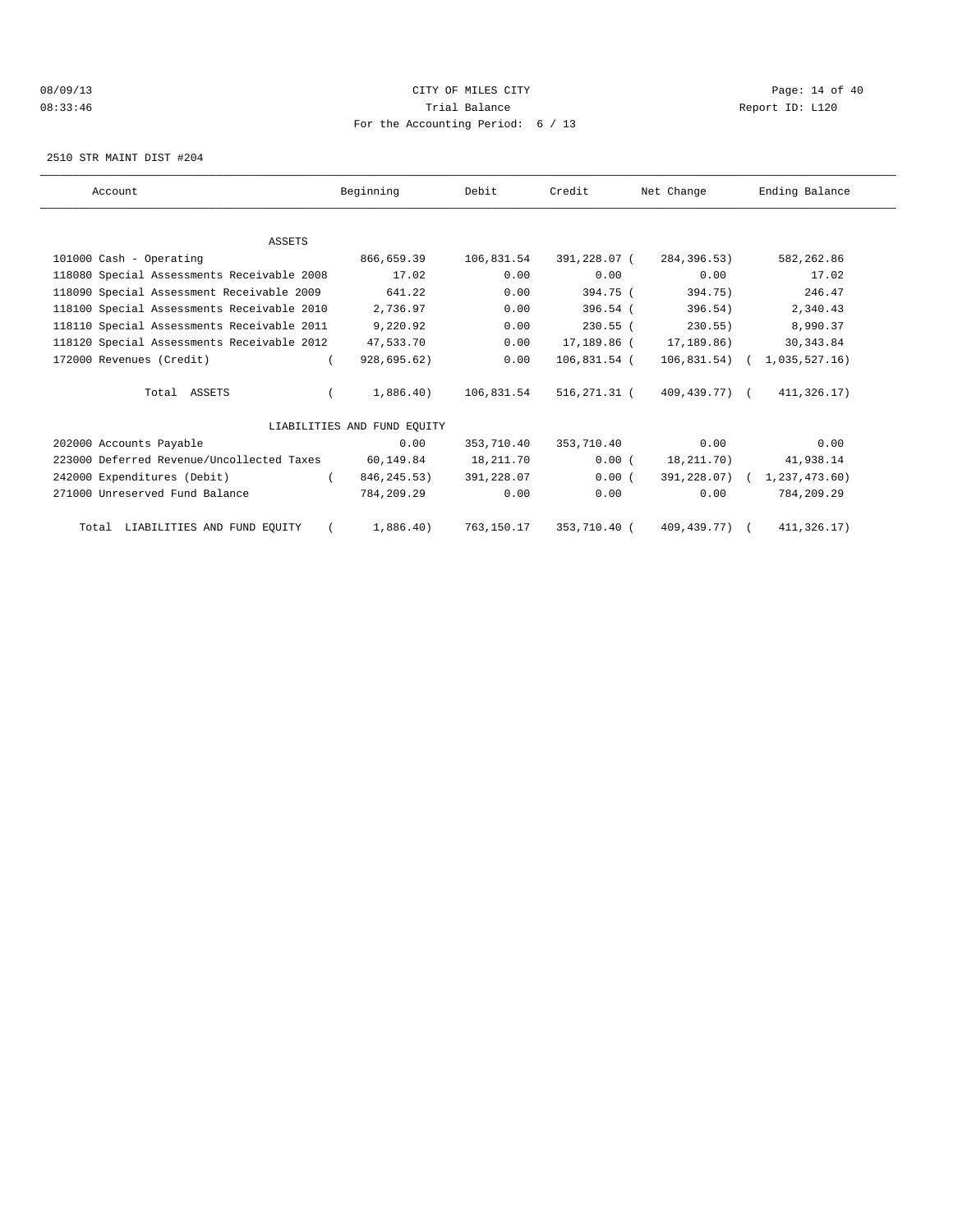CITY OF MILES CITY

Trial Balance

For the Accounting Period: 6 / 13

08/09/13 08:33:46

Report ID: L120

2510 STR MAINT DIST #204

| Account | Beginning | Debit | Credit | Net Change | Ending Balance |
|---|---|---|---|---|---|
| **ASSETS** | | | | | |
| 101000 Cash - Operating | 866,659.39 | 106,831.54 | 391,228.07 | ( 284,396.53) | 582,262.86 |
| 118080 Special Assessments Receivable 2008 | 17.02 | 0.00 | 0.00 | 0.00 | 17.02 |
| 118090 Special Assessment Receivable 2009 | 641.22 | 0.00 | 394.75 | ( 394.75) | 246.47 |
| 118100 Special Assessments Receivable 2010 | 2,736.97 | 0.00 | 396.54 | ( 396.54) | 2,340.43 |
| 118110 Special Assessments Receivable 2011 | 9,220.92 | 0.00 | 230.55 | ( 230.55) | 8,990.37 |
| 118120 Special Assessments Receivable 2012 | 47,533.70 | 0.00 | 17,189.86 | ( 17,189.86) | 30,343.84 |
| 172000 Revenues (Credit) | ( 928,695.62) | 0.00 | 106,831.54 | ( 106,831.54) | ( 1,035,527.16) |
| Total ASSETS | ( 1,886.40) | 106,831.54 | 516,271.31 | ( 409,439.77) | ( 411,326.17) |
| **LIABILITIES AND FUND EQUITY** | | | | | |
| 202000 Accounts Payable | 0.00 | 353,710.40 | 353,710.40 | 0.00 | 0.00 |
| 223000 Deferred Revenue/Uncollected Taxes | 60,149.84 | 18,211.70 | 0.00 | ( 18,211.70) | 41,938.14 |
| 242000 Expenditures (Debit) | ( 846,245.53) | 391,228.07 | 0.00 | ( 391,228.07) | ( 1,237,473.60) |
| 271000 Unreserved Fund Balance | 784,209.29 | 0.00 | 0.00 | 0.00 | 784,209.29 |
| Total LIABILITIES AND FUND EQUITY | ( 1,886.40) | 763,150.17 | 353,710.40 | ( 409,439.77) | ( 411,326.17) |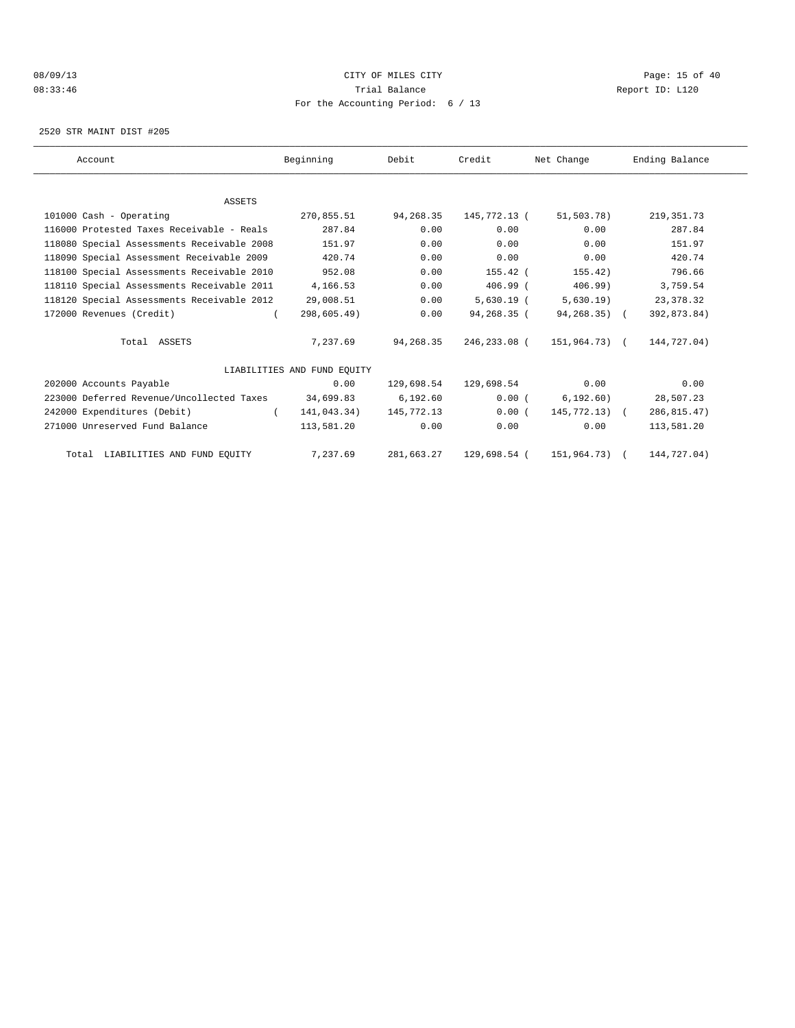CITY OF MILES CITY
Trial Balance
For the Accounting Period: 6 / 13

08/09/13
08:33:46

Report ID: L120

2520 STR MAINT DIST #205

| Account | Beginning | Debit | Credit | Net Change | Ending Balance |
|---|---|---|---|---|---|
| ASSETS | | | | | |
| 101000 Cash - Operating | 270,855.51 | 94,268.35 | 145,772.13 | ( 51,503.78) | 219,351.73 |
| 116000 Protested Taxes Receivable - Reals | 287.84 | 0.00 | 0.00 | 0.00 | 287.84 |
| 118080 Special Assessments Receivable 2008 | 151.97 | 0.00 | 0.00 | 0.00 | 151.97 |
| 118090 Special Assessment Receivable 2009 | 420.74 | 0.00 | 0.00 | 0.00 | 420.74 |
| 118100 Special Assessments Receivable 2010 | 952.08 | 0.00 | 155.42 | ( 155.42) | 796.66 |
| 118110 Special Assessments Receivable 2011 | 4,166.53 | 0.00 | 406.99 | ( 406.99) | 3,759.54 |
| 118120 Special Assessments Receivable 2012 | 29,008.51 | 0.00 | 5,630.19 | ( 5,630.19) | 23,378.32 |
| 172000 Revenues (Credit) | ( 298,605.49) | 0.00 | 94,268.35 | ( 94,268.35) | ( 392,873.84) |
| Total ASSETS | 7,237.69 | 94,268.35 | 246,233.08 | ( 151,964.73) | ( 144,727.04) |
| LIABILITIES AND FUND EQUITY | | | | | |
| 202000 Accounts Payable | 0.00 | 129,698.54 | 129,698.54 | 0.00 | 0.00 |
| 223000 Deferred Revenue/Uncollected Taxes | 34,699.83 | 6,192.60 | 0.00 | ( 6,192.60) | 28,507.23 |
| 242000 Expenditures (Debit) | ( 141,043.34) | 145,772.13 | 0.00 | ( 145,772.13) | ( 286,815.47) |
| 271000 Unreserved Fund Balance | 113,581.20 | 0.00 | 0.00 | 0.00 | 113,581.20 |
| Total LIABILITIES AND FUND EQUITY | 7,237.69 | 281,663.27 | 129,698.54 | ( 151,964.73) | ( 144,727.04) |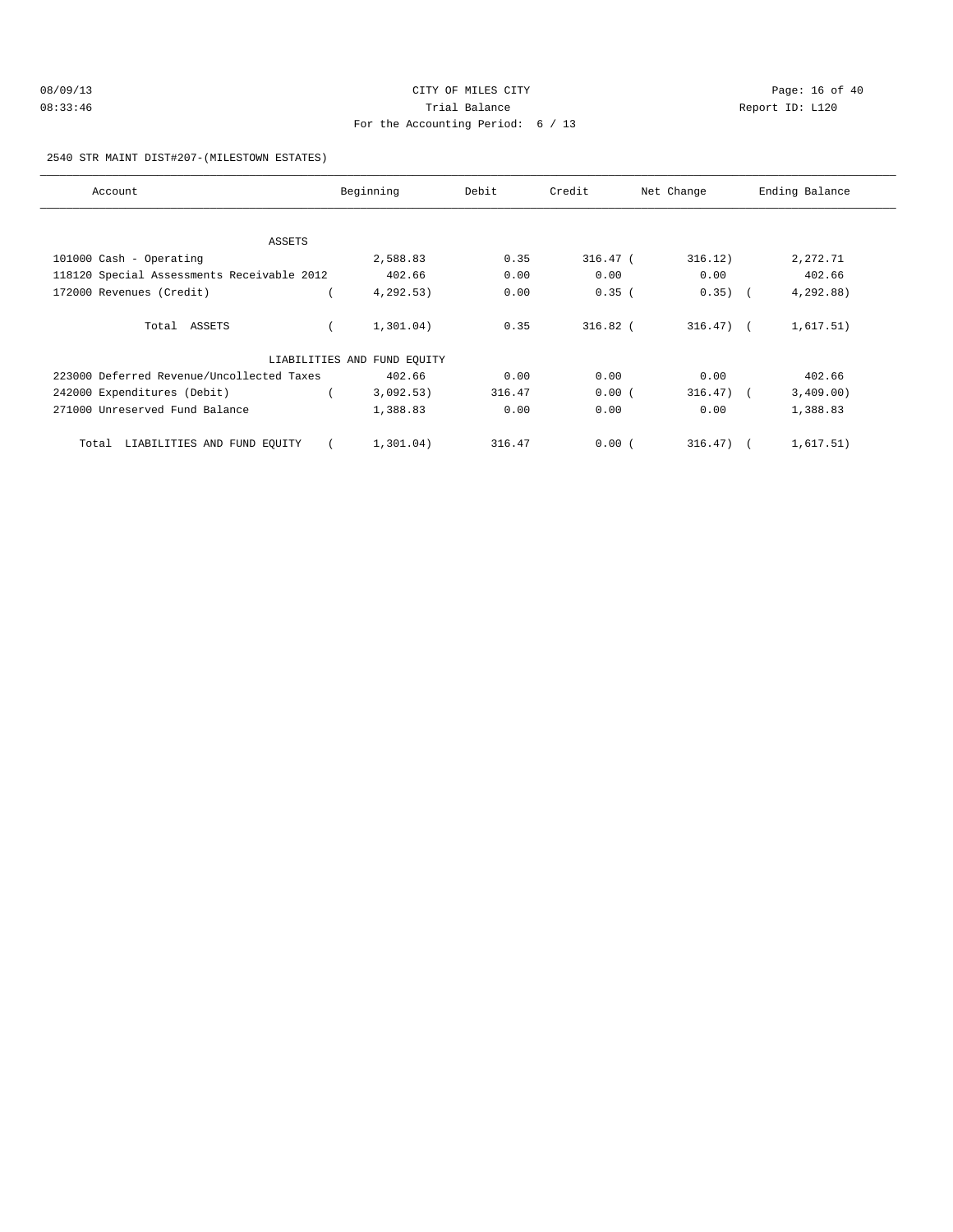CITY OF MILES CITY
Trial Balance
For the Accounting Period: 6 / 13

08/09/13
08:33:46

Report ID: L120

2540 STR MAINT DIST#207-(MILESTOWN ESTATES)

| Account | Beginning | Debit | Credit | Net Change | Ending Balance |
|---|---|---|---|---|---|
| ASSETS | | | | | |
| 101000 Cash - Operating | 2,588.83 | 0.35 | 316.47 | ( 316.12) | 2,272.71 |
| 118120 Special Assessments Receivable 2012 | 402.66 | 0.00 | 0.00 | 0.00 | 402.66 |
| 172000 Revenues (Credit) | ( 4,292.53) | 0.00 | 0.35 | ( 0.35) | ( 4,292.88) |
| Total ASSETS | ( 1,301.04) | 0.35 | 316.82 | ( 316.47) | ( 1,617.51) |
| LIABILITIES AND FUND EQUITY | | | | | |
| 223000 Deferred Revenue/Uncollected Taxes | 402.66 | 0.00 | 0.00 | 0.00 | 402.66 |
| 242000 Expenditures (Debit) | ( 3,092.53) | 316.47 | 0.00 | ( 316.47) | ( 3,409.00) |
| 271000 Unreserved Fund Balance | 1,388.83 | 0.00 | 0.00 | 0.00 | 1,388.83 |
| Total LIABILITIES AND FUND EQUITY | ( 1,301.04) | 316.47 | 0.00 | ( 316.47) | ( 1,617.51) |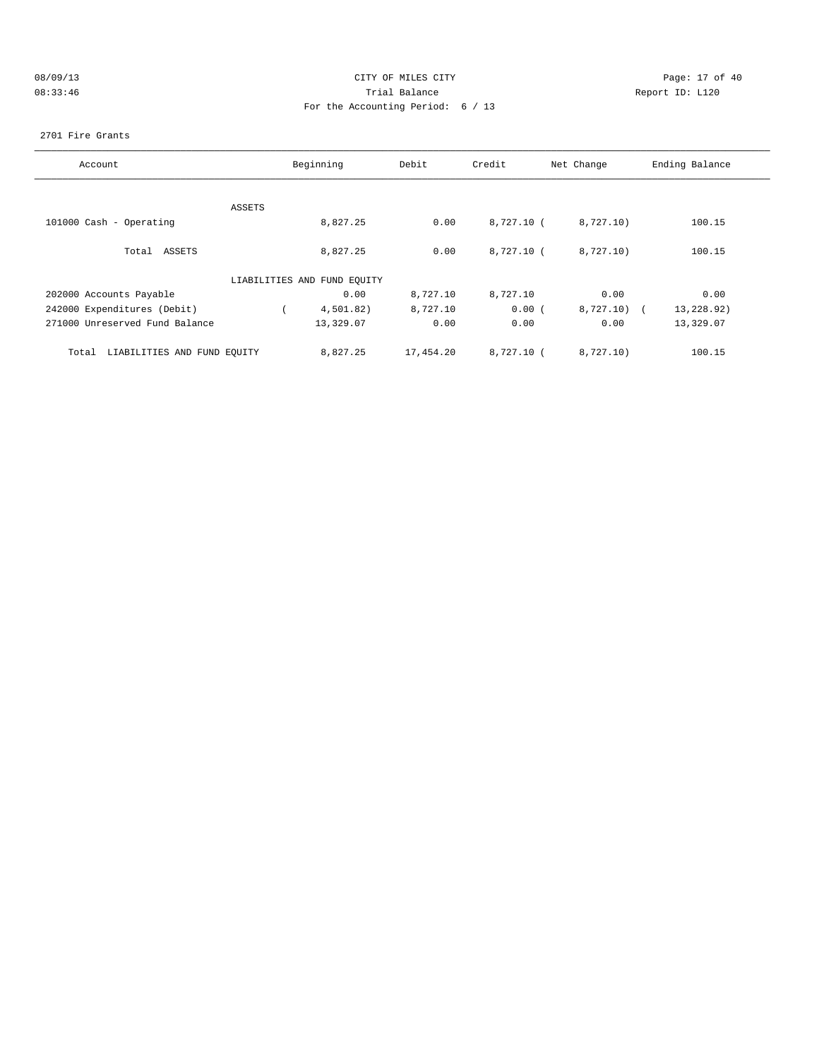CITY OF MILES CITY
Trial Balance
For the Accounting Period: 6 / 13

08/09/13
08:33:46

Report ID: L120

2701 Fire Grants

| Account | Beginning | Debit | Credit | Net Change | Ending Balance |
|---|---|---|---|---|---|
| ASSETS | | | | | |
| 101000 Cash - Operating | 8,827.25 | 0.00 | 8,727.10 | ( 8,727.10) | 100.15 |
| Total ASSETS | 8,827.25 | 0.00 | 8,727.10 | ( 8,727.10) | 100.15 |
| LIABILITIES AND FUND EQUITY | | | | | |
| 202000 Accounts Payable | 0.00 | 8,727.10 | 8,727.10 | 0.00 | 0.00 |
| 242000 Expenditures (Debit) | ( 4,501.82) | 8,727.10 | 0.00 | ( 8,727.10) | ( 13,228.92) |
| 271000 Unreserved Fund Balance | 13,329.07 | 0.00 | 0.00 | 0.00 | 13,329.07 |
| Total LIABILITIES AND FUND EQUITY | 8,827.25 | 17,454.20 | 8,727.10 | ( 8,727.10) | 100.15 |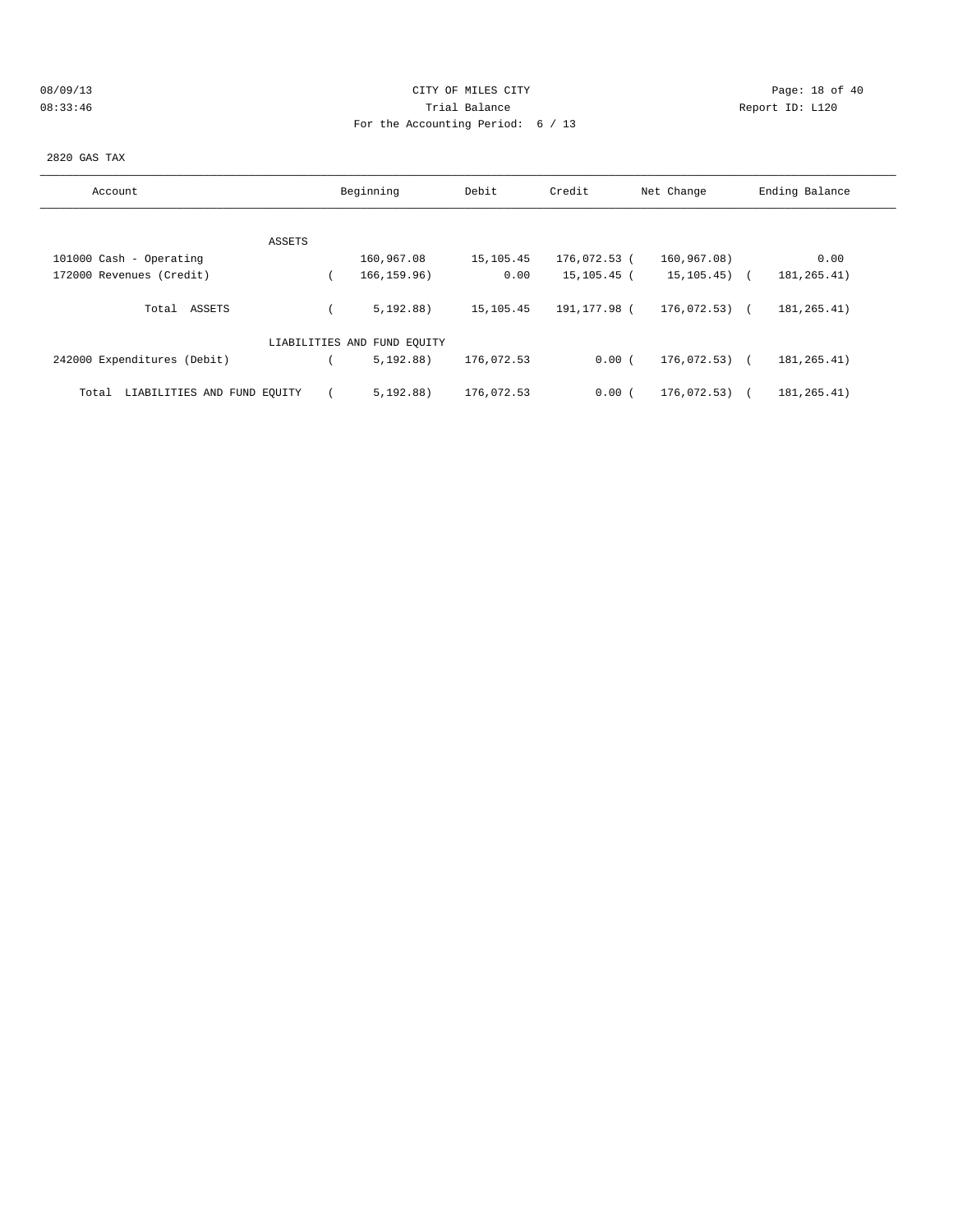CITY OF MILES CITY
Trial Balance
For the Accounting Period: 6 / 13

08/09/13
08:33:46

Report ID: L120

2820 GAS TAX

| Account | Beginning | Debit | Credit | Net Change | Ending Balance |
|---|---|---|---|---|---|
| ASSETS | | | | | |
| 101000 Cash - Operating | 160,967.08 | 15,105.45 | 176,072.53 | ( 160,967.08) | 0.00 |
| 172000 Revenues (Credit) | ( 166,159.96) | 0.00 | 15,105.45 | ( 15,105.45) | ( 181,265.41) |
| Total ASSETS | ( 5,192.88) | 15,105.45 | 191,177.98 | ( 176,072.53) | ( 181,265.41) |
| LIABILITIES AND FUND EQUITY | | | | | |
| 242000 Expenditures (Debit) | ( 5,192.88) | 176,072.53 | 0.00 | ( 176,072.53) | ( 181,265.41) |
| Total LIABILITIES AND FUND EQUITY | ( 5,192.88) | 176,072.53 | 0.00 | ( 176,072.53) | ( 181,265.41) |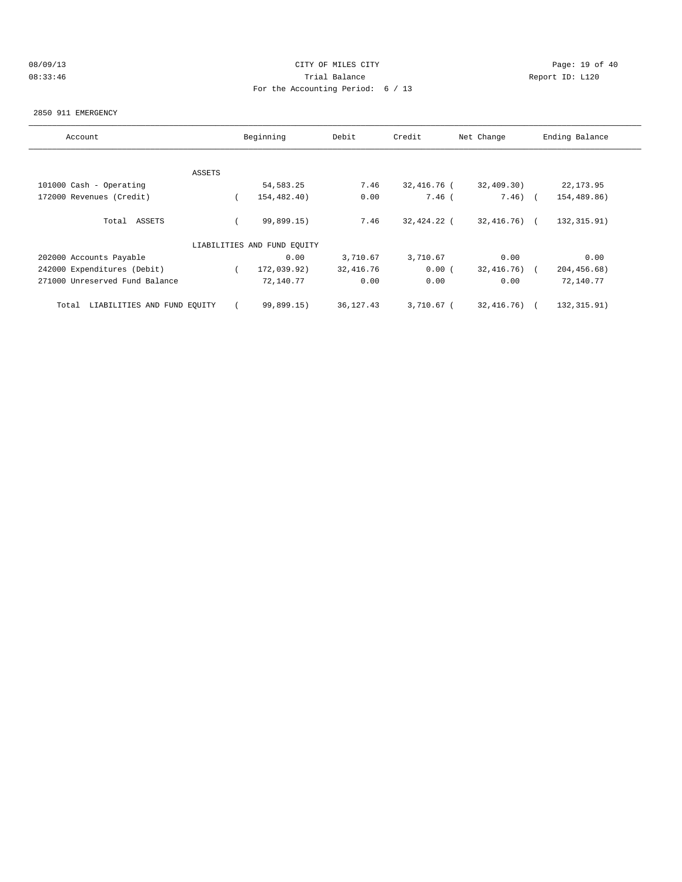CITY OF MILES CITY
Trial Balance
For the Accounting Period: 6 / 13

08/09/13
08:33:46

Report ID: L120

2850 911 EMERGENCY

| Account | Beginning | Debit | Credit | Net Change | Ending Balance |
|---|---|---|---|---|---|
| ASSETS | | | | | |
| 101000 Cash - Operating | 54,583.25 | 7.46 | 32,416.76 | ( 32,409.30) | 22,173.95 |
| 172000 Revenues (Credit) | ( 154,482.40) | 0.00 | 7.46 | ( 7.46) | ( 154,489.86) |
| Total ASSETS | ( 99,899.15) | 7.46 | 32,424.22 | ( 32,416.76) | ( 132,315.91) |
| LIABILITIES AND FUND EQUITY | | | | | |
| 202000 Accounts Payable | 0.00 | 3,710.67 | 3,710.67 | 0.00 | 0.00 |
| 242000 Expenditures (Debit) | ( 172,039.92) | 32,416.76 | 0.00 | ( 32,416.76) | ( 204,456.68) |
| 271000 Unreserved Fund Balance | 72,140.77 | 0.00 | 0.00 | 0.00 | 72,140.77 |
| Total LIABILITIES AND FUND EQUITY | ( 99,899.15) | 36,127.43 | 3,710.67 | ( 32,416.76) | ( 132,315.91) |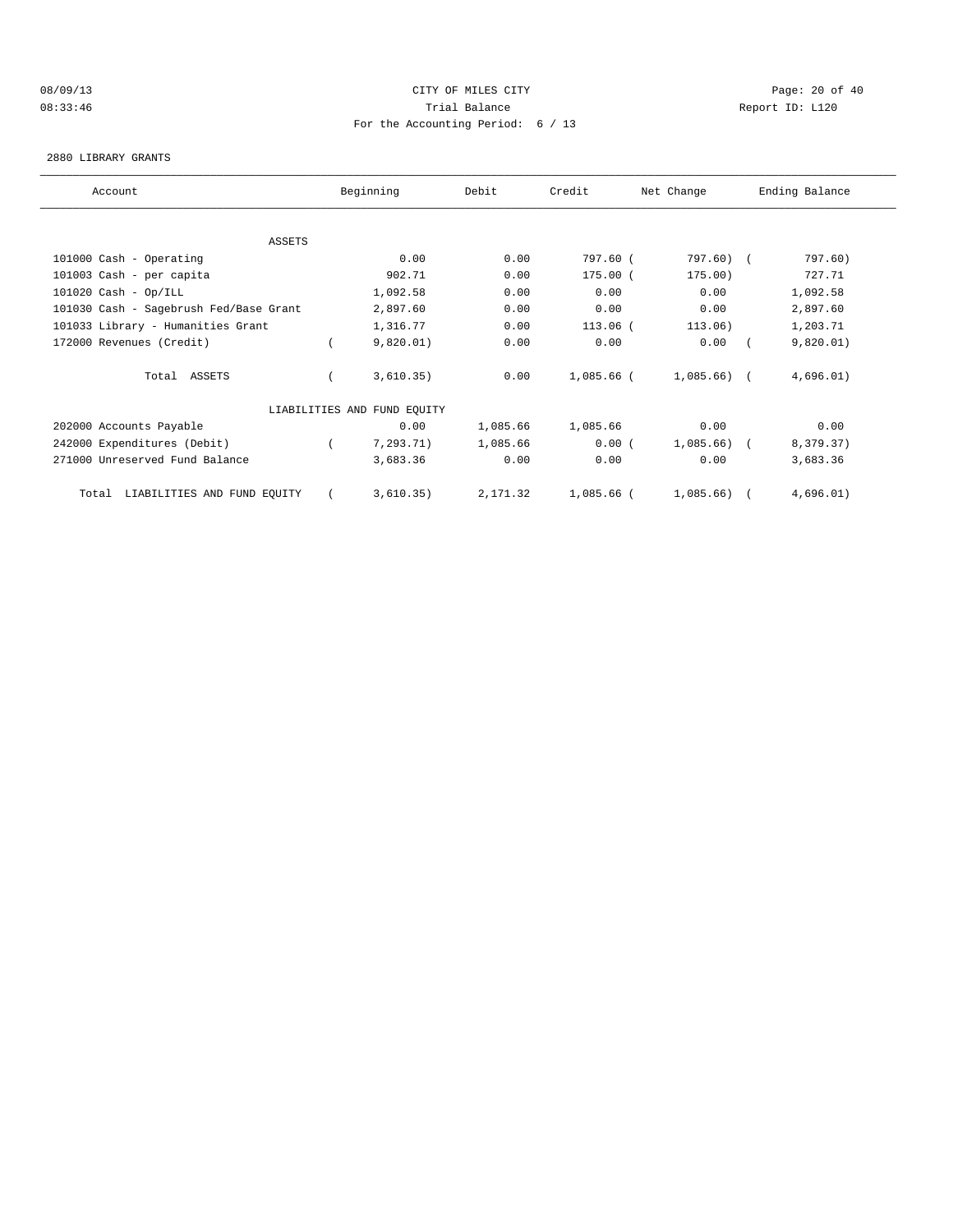CITY OF MILES CITY

Trial Balance

For the Accounting Period: 6 / 13

08/09/13 08:33:46 Report ID: L120

2880 LIBRARY GRANTS

| Account | Beginning | Debit | Credit | Net Change | Ending Balance |
|---|---|---|---|---|---|
| ASSETS | | | | | |
| 101000 Cash - Operating | 0.00 | 0.00 | 797.60 | ( 797.60) | ( 797.60) |
| 101003 Cash - per capita | 902.71 | 0.00 | 175.00 | ( 175.00) | 727.71 |
| 101020 Cash - Op/ILL | 1,092.58 | 0.00 | 0.00 | 0.00 | 1,092.58 |
| 101030 Cash - Sagebrush Fed/Base Grant | 2,897.60 | 0.00 | 0.00 | 0.00 | 2,897.60 |
| 101033 Library - Humanities Grant | 1,316.77 | 0.00 | 113.06 | ( 113.06) | 1,203.71 |
| 172000 Revenues (Credit) | ( 9,820.01) | 0.00 | 0.00 | 0.00 | ( 9,820.01) |
| Total ASSETS | ( 3,610.35) | 0.00 | 1,085.66 | ( 1,085.66) | ( 4,696.01) |
| LIABILITIES AND FUND EQUITY | | | | | |
| 202000 Accounts Payable | 0.00 | 1,085.66 | 1,085.66 | 0.00 | 0.00 |
| 242000 Expenditures (Debit) | ( 7,293.71) | 1,085.66 | 0.00 | ( 1,085.66) | ( 8,379.37) |
| 271000 Unreserved Fund Balance | 3,683.36 | 0.00 | 0.00 | 0.00 | 3,683.36 |
| Total LIABILITIES AND FUND EQUITY | ( 3,610.35) | 2,171.32 | 1,085.66 | ( 1,085.66) | ( 4,696.01) |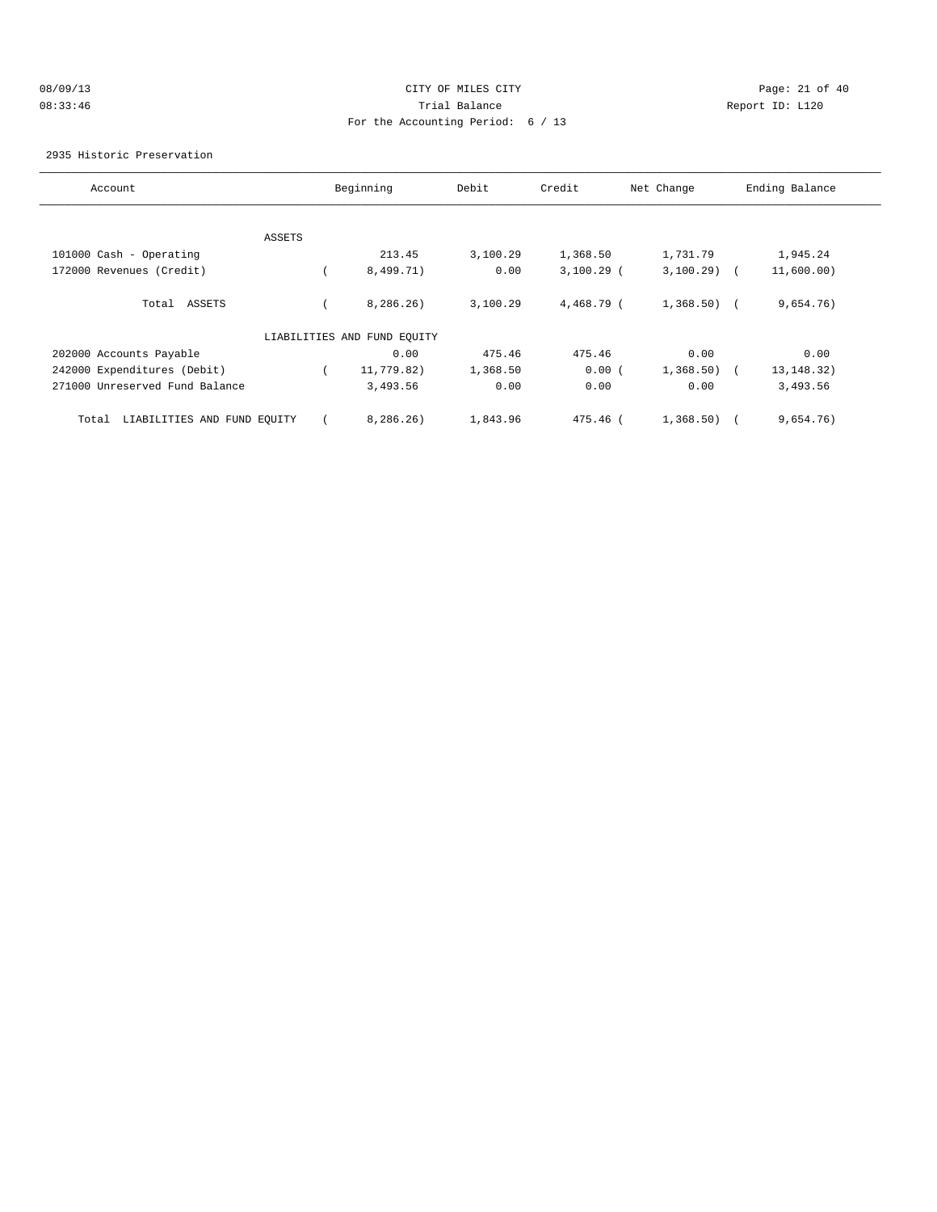CITY OF MILES CITY
Trial Balance
For the Accounting Period: 6 / 13

08/09/13
08:33:46

Report ID: L120

2935 Historic Preservation

| Account | Beginning | Debit | Credit | Net Change | Ending Balance |
|---|---|---|---|---|---|
| ASSETS | | | | | |
| 101000 Cash - Operating | 213.45 | 3,100.29 | 1,368.50 | 1,731.79 | 1,945.24 |
| 172000 Revenues (Credit) | ( 8,499.71) | 0.00 | 3,100.29 | ( 3,100.29) | ( 11,600.00) |
| Total ASSETS | ( 8,286.26) | 3,100.29 | 4,468.79 | ( 1,368.50) | ( 9,654.76) |
| LIABILITIES AND FUND EQUITY | | | | | |
| 202000 Accounts Payable | 0.00 | 475.46 | 475.46 | 0.00 | 0.00 |
| 242000 Expenditures (Debit) | ( 11,779.82) | 1,368.50 | 0.00 | ( 1,368.50) | ( 13,148.32) |
| 271000 Unreserved Fund Balance | 3,493.56 | 0.00 | 0.00 | 0.00 | 3,493.56 |
| Total LIABILITIES AND FUND EQUITY | ( 8,286.26) | 1,843.96 | 475.46 | ( 1,368.50) | ( 9,654.76) |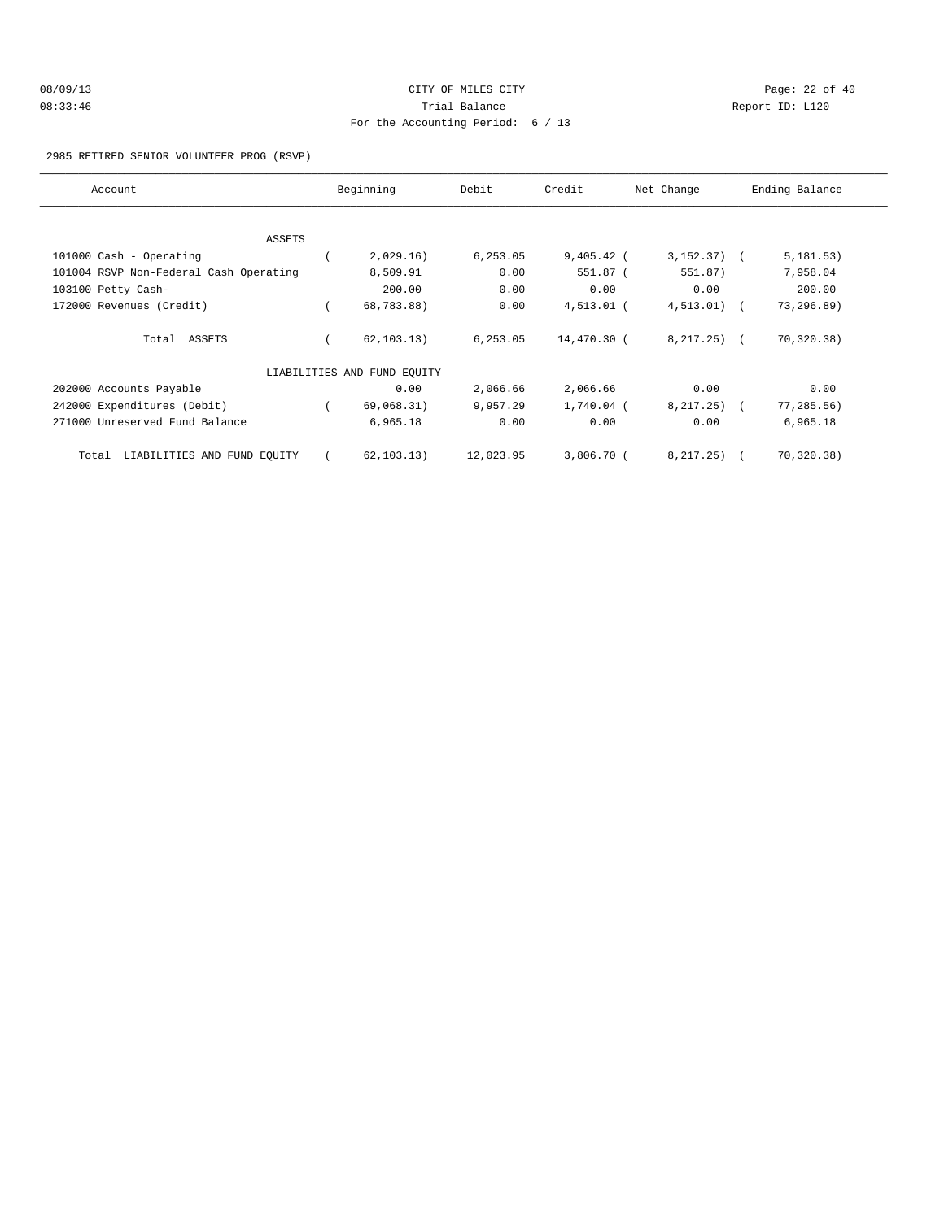CITY OF MILES CITY
Trial Balance
For the Accounting Period: 6 / 13

08/09/13 08:33:46 Report ID: L120

2985 RETIRED SENIOR VOLUNTEER PROG (RSVP)

| Account | Beginning | Debit | Credit | Net Change | Ending Balance |
|---|---|---|---|---|---|
| ASSETS | | | | | |
| 101000 Cash - Operating | ( 2,029.16) | 6,253.05 | 9,405.42 | ( 3,152.37) | ( 5,181.53) |
| 101004 RSVP Non-Federal Cash Operating | 8,509.91 | 0.00 | 551.87 | ( 551.87) | 7,958.04 |
| 103100 Petty Cash- | 200.00 | 0.00 | 0.00 | 0.00 | 200.00 |
| 172000 Revenues (Credit) | ( 68,783.88) | 0.00 | 4,513.01 | ( 4,513.01) | ( 73,296.89) |
| Total ASSETS | ( 62,103.13) | 6,253.05 | 14,470.30 | ( 8,217.25) | ( 70,320.38) |
| LIABILITIES AND FUND EQUITY | | | | | |
| 202000 Accounts Payable | 0.00 | 2,066.66 | 2,066.66 | 0.00 | 0.00 |
| 242000 Expenditures (Debit) | ( 69,068.31) | 9,957.29 | 1,740.04 | ( 8,217.25) | ( 77,285.56) |
| 271000 Unreserved Fund Balance | 6,965.18 | 0.00 | 0.00 | 0.00 | 6,965.18 |
| Total LIABILITIES AND FUND EQUITY | ( 62,103.13) | 12,023.95 | 3,806.70 | ( 8,217.25) | ( 70,320.38) |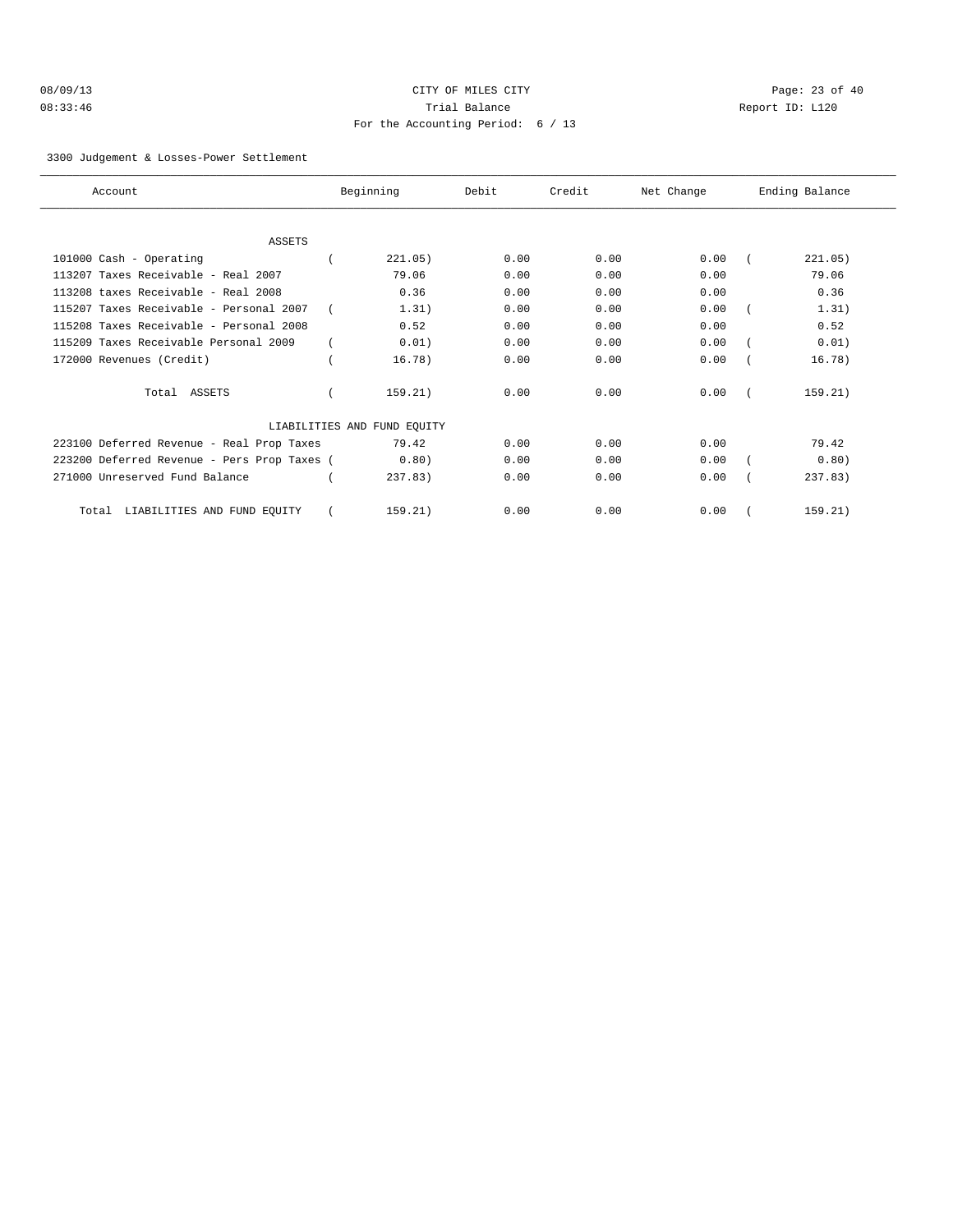CITY OF MILES CITY

Trial Balance

For the Accounting Period: 6 / 13

08/09/13 08:33:46 Report ID: L120

3300 Judgement & Losses-Power Settlement

| Account | Beginning | Debit | Credit | Net Change | Ending Balance |
|---|---|---|---|---|---|
| ASSETS | | | | | |
| 101000 Cash - Operating | ( 221.05) | 0.00 | 0.00 | 0.00 | ( 221.05) |
| 113207 Taxes Receivable - Real 2007 | 79.06 | 0.00 | 0.00 | 0.00 | 79.06 |
| 113208 taxes Receivable - Real 2008 | 0.36 | 0.00 | 0.00 | 0.00 | 0.36 |
| 115207 Taxes Receivable - Personal 2007 | ( 1.31) | 0.00 | 0.00 | 0.00 | ( 1.31) |
| 115208 Taxes Receivable - Personal 2008 | 0.52 | 0.00 | 0.00 | 0.00 | 0.52 |
| 115209 Taxes Receivable Personal 2009 | ( 0.01) | 0.00 | 0.00 | 0.00 | ( 0.01) |
| 172000 Revenues (Credit) | ( 16.78) | 0.00 | 0.00 | 0.00 | ( 16.78) |
| Total ASSETS | ( 159.21) | 0.00 | 0.00 | 0.00 | ( 159.21) |
| LIABILITIES AND FUND EQUITY | | | | | |
| 223100 Deferred Revenue - Real Prop Taxes | 79.42 | 0.00 | 0.00 | 0.00 | 79.42 |
| 223200 Deferred Revenue - Pers Prop Taxes | ( 0.80) | 0.00 | 0.00 | 0.00 | ( 0.80) |
| 271000 Unreserved Fund Balance | ( 237.83) | 0.00 | 0.00 | 0.00 | ( 237.83) |
| Total LIABILITIES AND FUND EQUITY | ( 159.21) | 0.00 | 0.00 | 0.00 | ( 159.21) |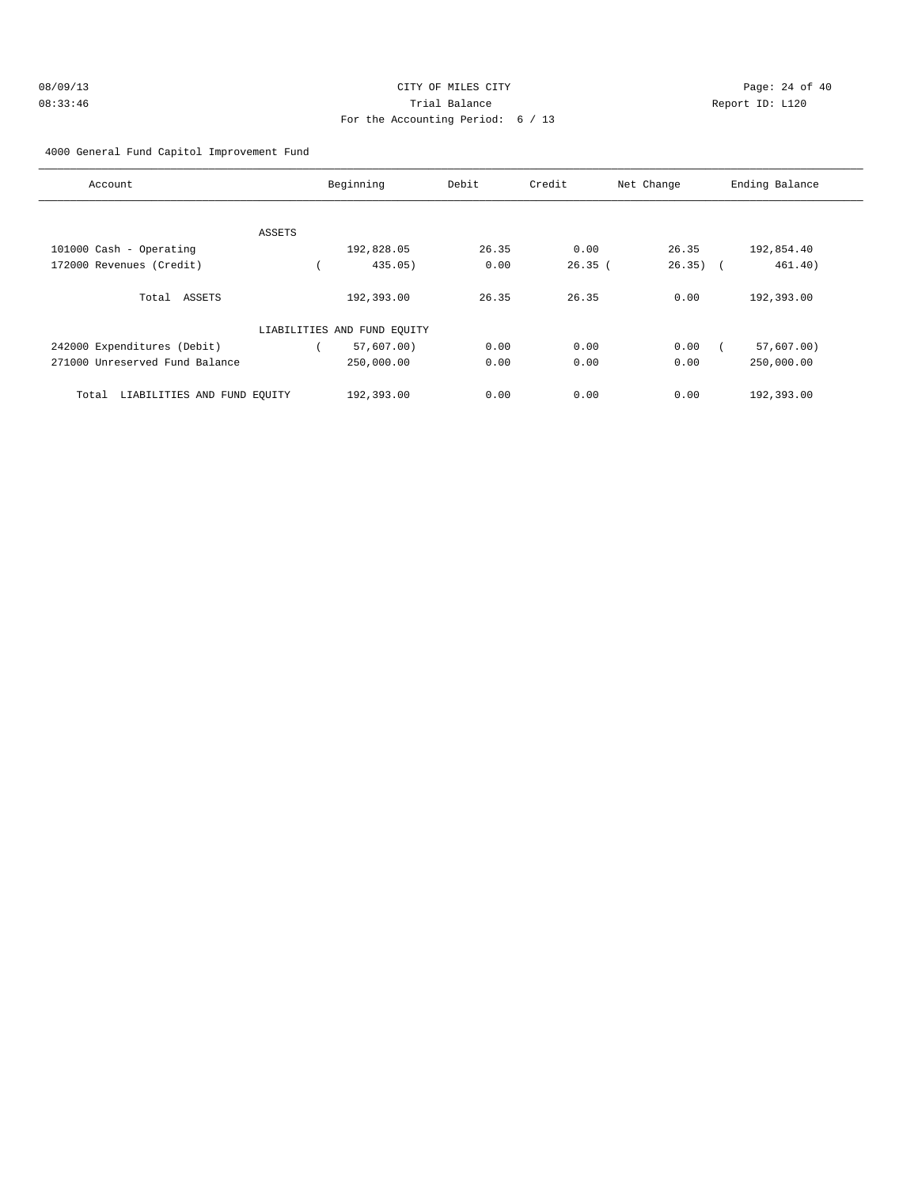CITY OF MILES CITY
Trial Balance
For the Accounting Period: 6 / 13

08/09/13
08:33:46

Report ID: L120

4000 General Fund Capitol Improvement Fund

| Account | Beginning | Debit | Credit | Net Change | Ending Balance |
|---|---|---|---|---|---|
| ASSETS | | | | | |
| 101000 Cash - Operating | 192,828.05 | 26.35 | 0.00 | 26.35 | 192,854.40 |
| 172000 Revenues (Credit) | ( 435.05) | 0.00 | 26.35 | ( 26.35) | ( 461.40) |
| Total ASSETS | 192,393.00 | 26.35 | 26.35 | 0.00 | 192,393.00 |
| LIABILITIES AND FUND EQUITY | | | | | |
| 242000 Expenditures (Debit) | ( 57,607.00) | 0.00 | 0.00 | 0.00 | ( 57,607.00) |
| 271000 Unreserved Fund Balance | 250,000.00 | 0.00 | 0.00 | 0.00 | 250,000.00 |
| Total LIABILITIES AND FUND EQUITY | 192,393.00 | 0.00 | 0.00 | 0.00 | 192,393.00 |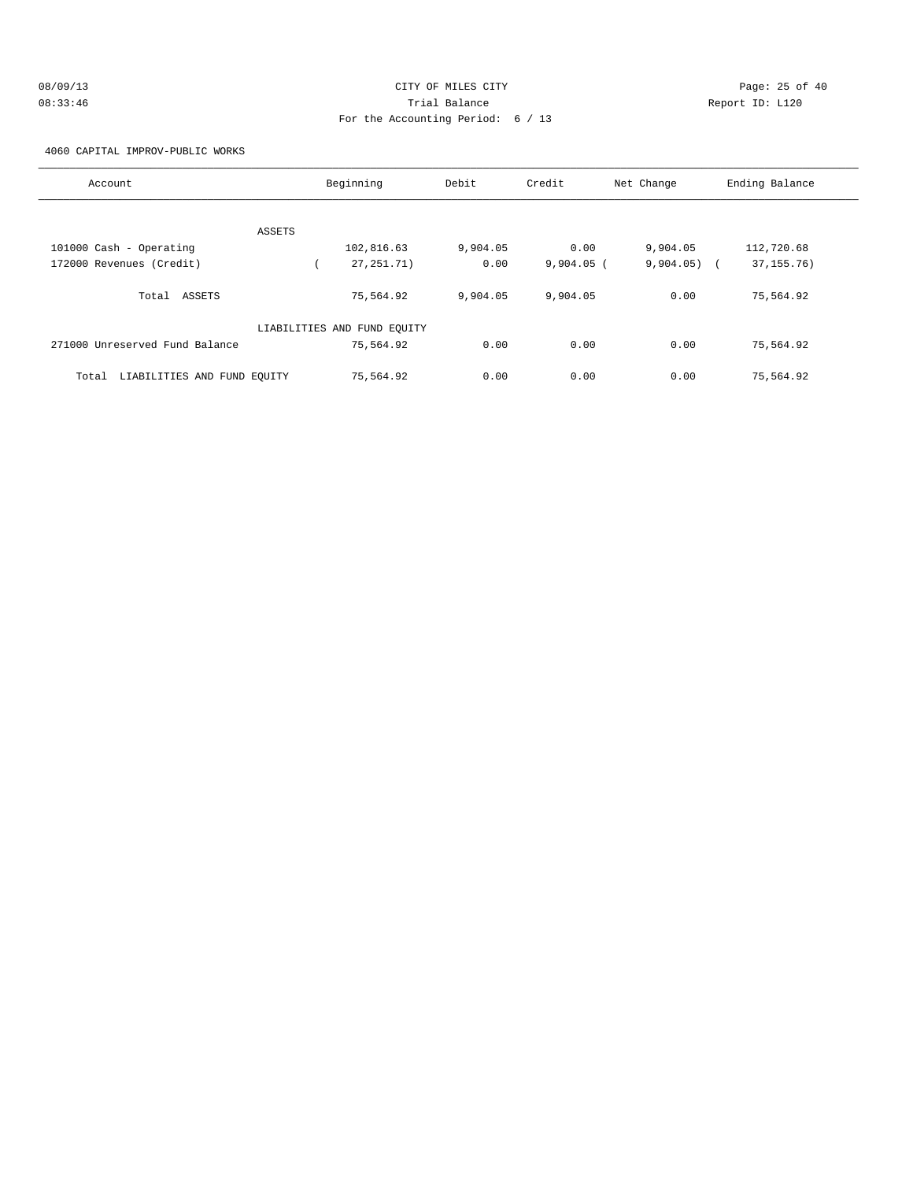CITY OF MILES CITY

Trial Balance

For the Accounting Period: 6 / 13

08/09/13 08:33:46

Report ID: L120

4060 CAPITAL IMPROV-PUBLIC WORKS

| Account | Beginning | Debit | Credit | Net Change | Ending Balance |
|---|---|---|---|---|---|
| ASSETS | | | | | |
| 101000 Cash - Operating | 102,816.63 | 9,904.05 | 0.00 | 9,904.05 | 112,720.68 |
| 172000 Revenues (Credit) | ( 27,251.71) | 0.00 | 9,904.05 | ( 9,904.05) | ( 37,155.76) |
| Total ASSETS | 75,564.92 | 9,904.05 | 9,904.05 | 0.00 | 75,564.92 |
| LIABILITIES AND FUND EQUITY | | | | | |
| 271000 Unreserved Fund Balance | 75,564.92 | 0.00 | 0.00 | 0.00 | 75,564.92 |
| Total LIABILITIES AND FUND EQUITY | 75,564.92 | 0.00 | 0.00 | 0.00 | 75,564.92 |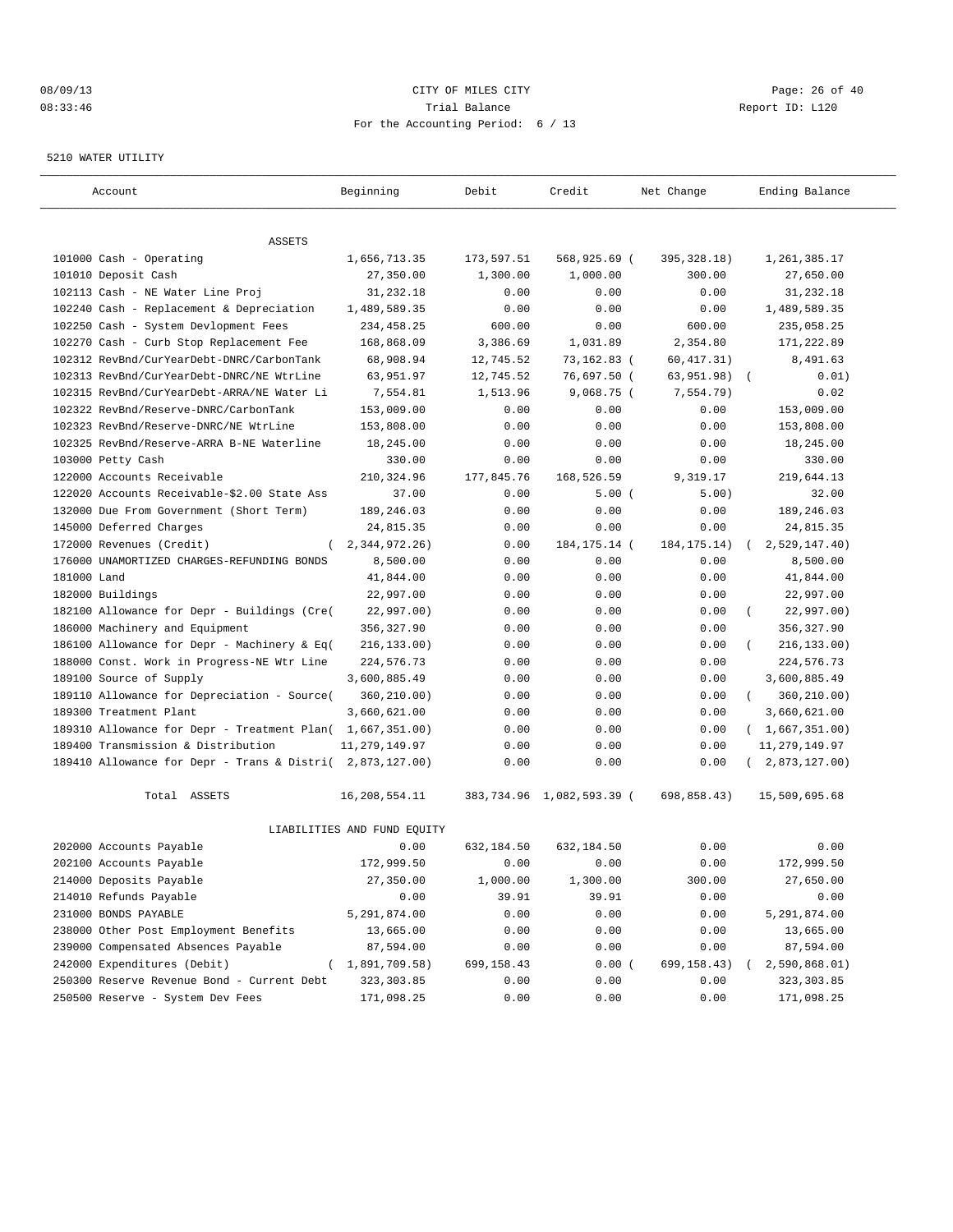08/09/13 CITY OF MILES CITY
08:33:46 Trial Balance Report ID: L120
For the Accounting Period: 6 / 13

5210 WATER UTILITY

| Account | Beginning | Debit | Credit | Net Change | Ending Balance |
|---|---|---|---|---|---|
| ASSETS | | | | | |
| 101000 Cash - Operating | 1,656,713.35 | 173,597.51 | 568,925.69 | ( 395,328.18) | 1,261,385.17 |
| 101010 Deposit Cash | 27,350.00 | 1,300.00 | 1,000.00 | 300.00 | 27,650.00 |
| 102113 Cash - NE Water Line Proj | 31,232.18 | 0.00 | 0.00 | 0.00 | 31,232.18 |
| 102240 Cash - Replacement & Depreciation | 1,489,589.35 | 0.00 | 0.00 | 0.00 | 1,489,589.35 |
| 102250 Cash - System Devlopment Fees | 234,458.25 | 600.00 | 0.00 | 600.00 | 235,058.25 |
| 102270 Cash - Curb Stop Replacement Fee | 168,868.09 | 3,386.69 | 1,031.89 | 2,354.80 | 171,222.89 |
| 102312 RevBnd/CurYearDebt-DNRC/CarbonTank | 68,908.94 | 12,745.52 | 73,162.83 | ( 60,417.31) | 8,491.63 |
| 102313 RevBnd/CurYearDebt-DNRC/NE WtrLine | 63,951.97 | 12,745.52 | 76,697.50 | ( 63,951.98) | ( 0.01) |
| 102315 RevBnd/CurYearDebt-ARRA/NE Water Li | 7,554.81 | 1,513.96 | 9,068.75 | ( 7,554.79) | 0.02 |
| 102322 RevBnd/Reserve-DNRC/CarbonTank | 153,009.00 | 0.00 | 0.00 | 0.00 | 153,009.00 |
| 102323 RevBnd/Reserve-DNRC/NE WtrLine | 153,808.00 | 0.00 | 0.00 | 0.00 | 153,808.00 |
| 102325 RevBnd/Reserve-ARRA B-NE Waterline | 18,245.00 | 0.00 | 0.00 | 0.00 | 18,245.00 |
| 103000 Petty Cash | 330.00 | 0.00 | 0.00 | 0.00 | 330.00 |
| 122000 Accounts Receivable | 210,324.96 | 177,845.76 | 168,526.59 | 9,319.17 | 219,644.13 |
| 122020 Accounts Receivable-$2.00 State Ass | 37.00 | 0.00 | 5.00 | ( 5.00) | 32.00 |
| 132000 Due From Government (Short Term) | 189,246.03 | 0.00 | 0.00 | 0.00 | 189,246.03 |
| 145000 Deferred Charges | 24,815.35 | 0.00 | 0.00 | 0.00 | 24,815.35 |
| 172000 Revenues (Credit) | ( 2,344,972.26) | 0.00 | 184,175.14 | ( 184,175.14) | ( 2,529,147.40) |
| 176000 UNAMORTIZED CHARGES-REFUNDING BONDS | 8,500.00 | 0.00 | 0.00 | 0.00 | 8,500.00 |
| 181000 Land | 41,844.00 | 0.00 | 0.00 | 0.00 | 41,844.00 |
| 182000 Buildings | 22,997.00 | 0.00 | 0.00 | 0.00 | 22,997.00 |
| 182100 Allowance for Depr - Buildings (Cre( | 22,997.00) | 0.00 | 0.00 | 0.00 | ( 22,997.00) |
| 186000 Machinery and Equipment | 356,327.90 | 0.00 | 0.00 | 0.00 | 356,327.90 |
| 186100 Allowance for Depr - Machinery & Eq( | 216,133.00) | 0.00 | 0.00 | 0.00 | ( 216,133.00) |
| 188000 Const. Work in Progress-NE Wtr Line | 224,576.73 | 0.00 | 0.00 | 0.00 | 224,576.73 |
| 189100 Source of Supply | 3,600,885.49 | 0.00 | 0.00 | 0.00 | 3,600,885.49 |
| 189110 Allowance for Depreciation - Source( | 360,210.00) | 0.00 | 0.00 | 0.00 | ( 360,210.00) |
| 189300 Treatment Plant | 3,660,621.00 | 0.00 | 0.00 | 0.00 | 3,660,621.00 |
| 189310 Allowance for Depr - Treatment Plan( | 1,667,351.00) | 0.00 | 0.00 | 0.00 | ( 1,667,351.00) |
| 189400 Transmission & Distribution | 11,279,149.97 | 0.00 | 0.00 | 0.00 | 11,279,149.97 |
| 189410 Allowance for Depr - Trans & Distri( | 2,873,127.00) | 0.00 | 0.00 | 0.00 | ( 2,873,127.00) |
| Total ASSETS | 16,208,554.11 | 383,734.96 | 1,082,593.39 | ( 698,858.43) | 15,509,695.68 |
| LIABILITIES AND FUND EQUITY | | | | | |
| 202000 Accounts Payable | 0.00 | 632,184.50 | 632,184.50 | 0.00 | 0.00 |
| 202100 Accounts Payable | 172,999.50 | 0.00 | 0.00 | 0.00 | 172,999.50 |
| 214000 Deposits Payable | 27,350.00 | 1,000.00 | 1,300.00 | 300.00 | 27,650.00 |
| 214010 Refunds Payable | 0.00 | 39.91 | 39.91 | 0.00 | 0.00 |
| 231000 BONDS PAYABLE | 5,291,874.00 | 0.00 | 0.00 | 0.00 | 5,291,874.00 |
| 238000 Other Post Employment Benefits | 13,665.00 | 0.00 | 0.00 | 0.00 | 13,665.00 |
| 239000 Compensated Absences Payable | 87,594.00 | 0.00 | 0.00 | 0.00 | 87,594.00 |
| 242000 Expenditures (Debit) | ( 1,891,709.58) | 699,158.43 | 0.00 | ( 699,158.43) | ( 2,590,868.01) |
| 250300 Reserve Revenue Bond - Current Debt | 323,303.85 | 0.00 | 0.00 | 0.00 | 323,303.85 |
| 250500 Reserve - System Dev Fees | 171,098.25 | 0.00 | 0.00 | 0.00 | 171,098.25 |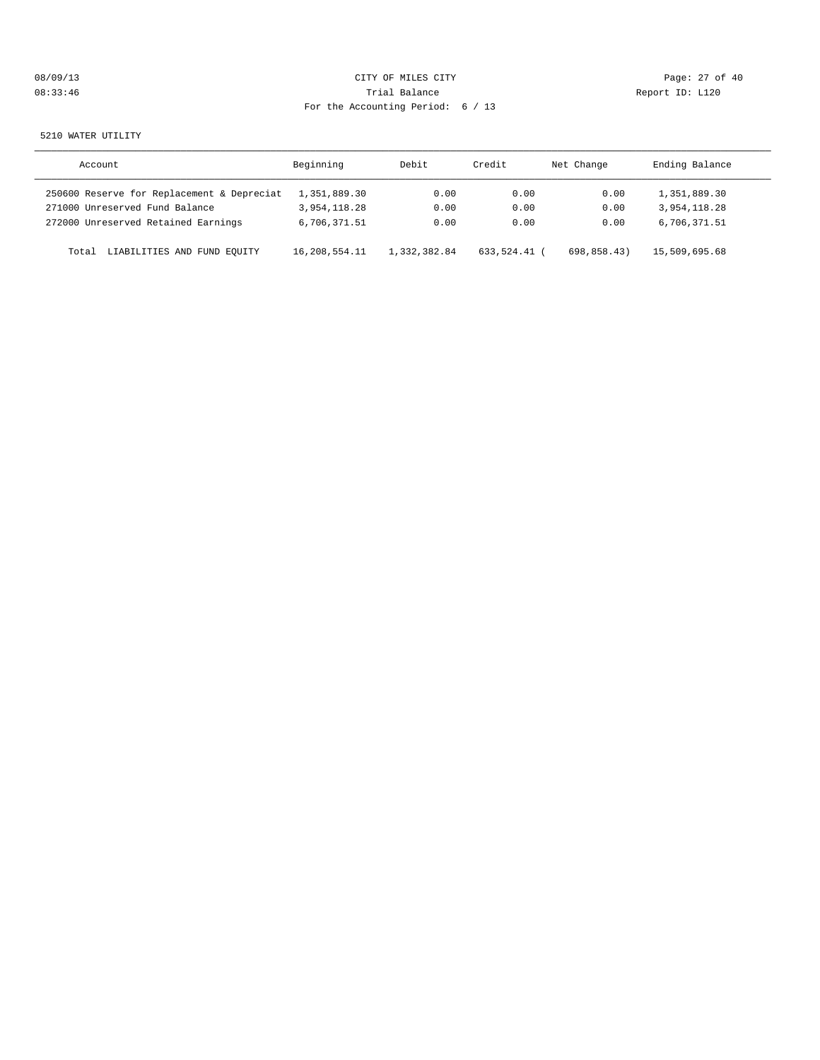CITY OF MILES CITY
Trial Balance
For the Accounting Period: 6 / 13

5210 WATER UTILITY

| Account | Beginning | Debit | Credit | Net Change | Ending Balance |
|---|---|---|---|---|---|
| 250600 Reserve for Replacement & Depreciat | 1,351,889.30 | 0.00 | 0.00 | 0.00 | 1,351,889.30 |
| 271000 Unreserved Fund Balance | 3,954,118.28 | 0.00 | 0.00 | 0.00 | 3,954,118.28 |
| 272000 Unreserved Retained Earnings | 6,706,371.51 | 0.00 | 0.00 | 0.00 | 6,706,371.51 |
| Total LIABILITIES AND FUND EQUITY | 16,208,554.11 | 1,332,382.84 | 633,524.41 | ( 698,858.43) | 15,509,695.68 |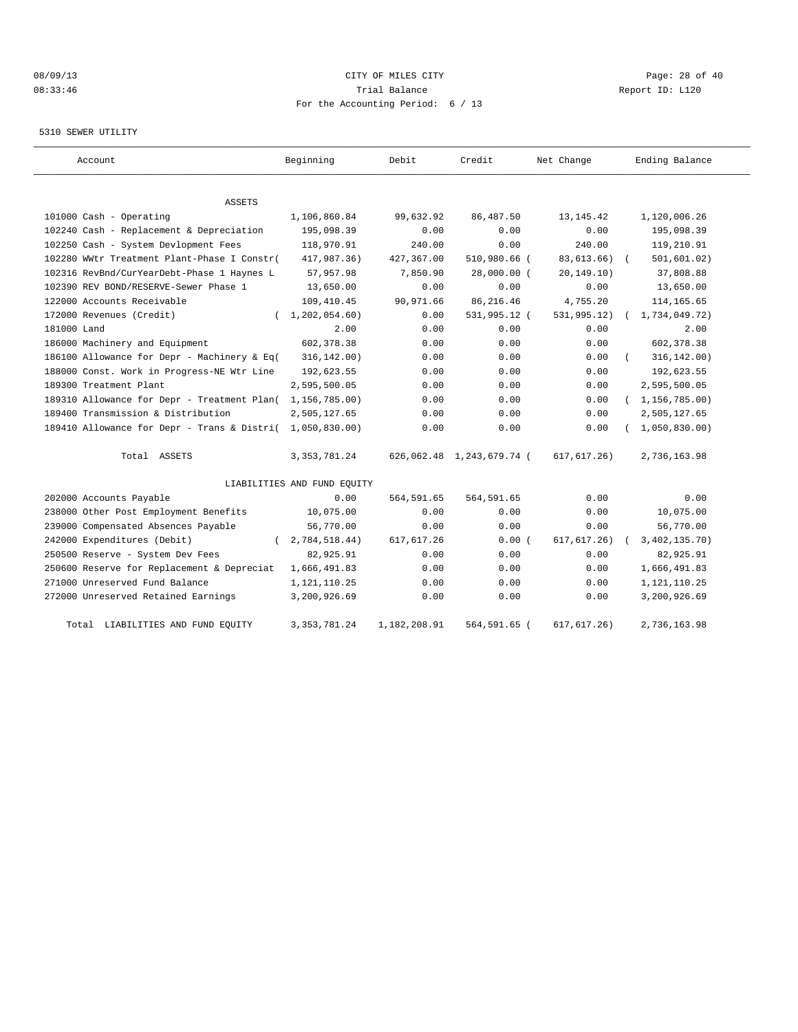CITY OF MILES CITY

Trial Balance

For the Accounting Period: 6 / 13

08/09/13 08:33:46 Report ID: L120

5310 SEWER UTILITY

| Account | Beginning | Debit | Credit | Net Change | Ending Balance |
|---|---|---|---|---|---|
| ASSETS | | | | | |
| 101000 Cash - Operating | 1,106,860.84 | 99,632.92 | 86,487.50 | 13,145.42 | 1,120,006.26 |
| 102240 Cash - Replacement & Depreciation | 195,098.39 | 0.00 | 0.00 | 0.00 | 195,098.39 |
| 102250 Cash - System Devlopment Fees | 118,970.91 | 240.00 | 0.00 | 240.00 | 119,210.91 |
| 102280 WWtr Treatment Plant-Phase I Constr( | 417,987.36) | 427,367.00 | 510,980.66 ( | 83,613.66) | ( 501,601.02) |
| 102316 RevBnd/CurYearDebt-Phase 1 Haynes L | 57,957.98 | 7,850.90 | 28,000.00 ( | 20,149.10) | 37,808.88 |
| 102390 REV BOND/RESERVE-Sewer Phase 1 | 13,650.00 | 0.00 | 0.00 | 0.00 | 13,650.00 |
| 122000 Accounts Receivable | 109,410.45 | 90,971.66 | 86,216.46 | 4,755.20 | 114,165.65 |
| 172000 Revenues (Credit) | ( 1,202,054.60) | 0.00 | 531,995.12 ( | 531,995.12) | ( 1,734,049.72) |
| 181000 Land | 2.00 | 0.00 | 0.00 | 0.00 | 2.00 |
| 186000 Machinery and Equipment | 602,378.38 | 0.00 | 0.00 | 0.00 | 602,378.38 |
| 186100 Allowance for Depr - Machinery & Eq( | 316,142.00) | 0.00 | 0.00 | 0.00 | ( 316,142.00) |
| 188000 Const. Work in Progress-NE Wtr Line | 192,623.55 | 0.00 | 0.00 | 0.00 | 192,623.55 |
| 189300 Treatment Plant | 2,595,500.05 | 0.00 | 0.00 | 0.00 | 2,595,500.05 |
| 189310 Allowance for Depr - Treatment Plan( | 1,156,785.00) | 0.00 | 0.00 | 0.00 | ( 1,156,785.00) |
| 189400 Transmission & Distribution | 2,505,127.65 | 0.00 | 0.00 | 0.00 | 2,505,127.65 |
| 189410 Allowance for Depr - Trans & Distri( | 1,050,830.00) | 0.00 | 0.00 | 0.00 | ( 1,050,830.00) |
| Total ASSETS | 3,353,781.24 | 626,062.48 | 1,243,679.74 ( | 617,617.26) | 2,736,163.98 |
| LIABILITIES AND FUND EQUITY | | | | | |
| 202000 Accounts Payable | 0.00 | 564,591.65 | 564,591.65 | 0.00 | 0.00 |
| 238000 Other Post Employment Benefits | 10,075.00 | 0.00 | 0.00 | 0.00 | 10,075.00 |
| 239000 Compensated Absences Payable | 56,770.00 | 0.00 | 0.00 | 0.00 | 56,770.00 |
| 242000 Expenditures (Debit) | ( 2,784,518.44) | 617,617.26 | 0.00 ( | 617,617.26) | ( 3,402,135.70) |
| 250500 Reserve - System Dev Fees | 82,925.91 | 0.00 | 0.00 | 0.00 | 82,925.91 |
| 250600 Reserve for Replacement & Depreciat | 1,666,491.83 | 0.00 | 0.00 | 0.00 | 1,666,491.83 |
| 271000 Unreserved Fund Balance | 1,121,110.25 | 0.00 | 0.00 | 0.00 | 1,121,110.25 |
| 272000 Unreserved Retained Earnings | 3,200,926.69 | 0.00 | 0.00 | 0.00 | 3,200,926.69 |
| Total LIABILITIES AND FUND EQUITY | 3,353,781.24 | 1,182,208.91 | 564,591.65 ( | 617,617.26) | 2,736,163.98 |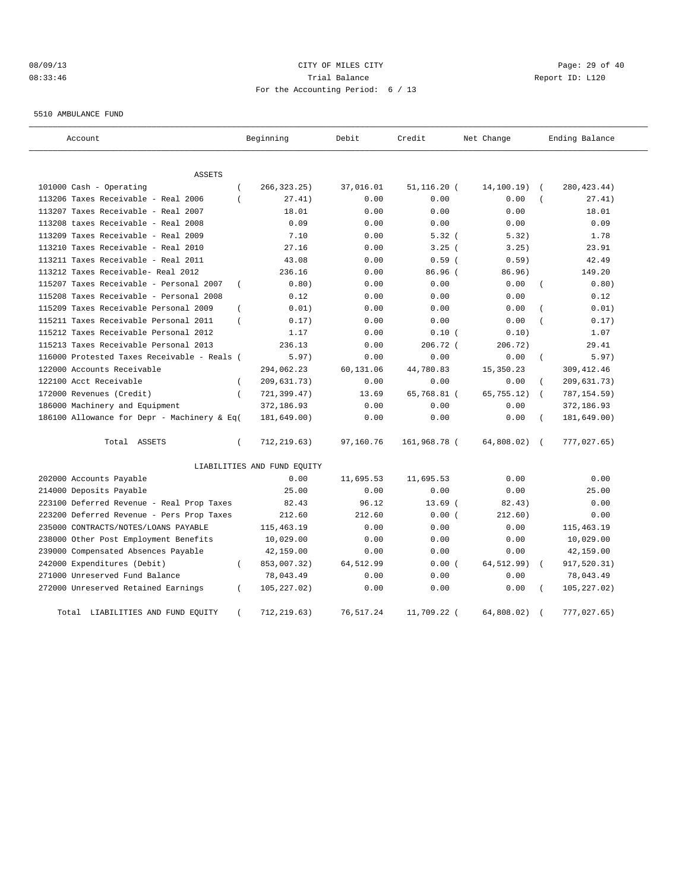CITY OF MILES CITY

Trial Balance

For the Accounting Period: 6 / 13

08/09/13
08:33:46

Report ID: L120

5510 AMBULANCE FUND

| Account | Beginning | Debit | Credit | Net Change | Ending Balance |
|---|---|---|---|---|---|
| ASSETS | | | | | |
| 101000 Cash - Operating | ( 266,323.25) | 37,016.01 | 51,116.20 | ( 14,100.19) | ( 280,423.44) |
| 113206 Taxes Receivable - Real 2006 | ( 27.41) | 0.00 | 0.00 | 0.00 | ( 27.41) |
| 113207 Taxes Receivable - Real 2007 | 18.01 | 0.00 | 0.00 | 0.00 | 18.01 |
| 113208 taxes Receivable - Real 2008 | 0.09 | 0.00 | 0.00 | 0.00 | 0.09 |
| 113209 Taxes Receivable - Real 2009 | 7.10 | 0.00 | 5.32 | ( 5.32) | 1.78 |
| 113210 Taxes Receivable - Real 2010 | 27.16 | 0.00 | 3.25 | ( 3.25) | 23.91 |
| 113211 Taxes Receivable - Real 2011 | 43.08 | 0.00 | 0.59 | ( 0.59) | 42.49 |
| 113212 Taxes Receivable- Real 2012 | 236.16 | 0.00 | 86.96 | ( 86.96) | 149.20 |
| 115207 Taxes Receivable - Personal 2007 | ( 0.80) | 0.00 | 0.00 | 0.00 | ( 0.80) |
| 115208 Taxes Receivable - Personal 2008 | 0.12 | 0.00 | 0.00 | 0.00 | 0.12 |
| 115209 Taxes Receivable Personal 2009 | ( 0.01) | 0.00 | 0.00 | 0.00 | ( 0.01) |
| 115211 Taxes Receivable Personal 2011 | ( 0.17) | 0.00 | 0.00 | 0.00 | ( 0.17) |
| 115212 Taxes Receivable Personal 2012 | 1.17 | 0.00 | 0.10 | ( 0.10) | 1.07 |
| 115213 Taxes Receivable Personal 2013 | 236.13 | 0.00 | 206.72 | ( 206.72) | 29.41 |
| 116000 Protested Taxes Receivable - Reals | ( 5.97) | 0.00 | 0.00 | 0.00 | ( 5.97) |
| 122000 Accounts Receivable | 294,062.23 | 60,131.06 | 44,780.83 | 15,350.23 | 309,412.46 |
| 122100 Acct Receivable | ( 209,631.73) | 0.00 | 0.00 | 0.00 | ( 209,631.73) |
| 172000 Revenues (Credit) | ( 721,399.47) | 13.69 | 65,768.81 | ( 65,755.12) | ( 787,154.59) |
| 186000 Machinery and Equipment | 372,186.93 | 0.00 | 0.00 | 0.00 | 372,186.93 |
| 186100 Allowance for Depr - Machinery & Eq | ( 181,649.00) | 0.00 | 0.00 | 0.00 | ( 181,649.00) |
| Total ASSETS | ( 712,219.63) | 97,160.76 | 161,968.78 | ( 64,808.02) | ( 777,027.65) |
| LIABILITIES AND FUND EQUITY | | | | | |
| 202000 Accounts Payable | 0.00 | 11,695.53 | 11,695.53 | 0.00 | 0.00 |
| 214000 Deposits Payable | 25.00 | 0.00 | 0.00 | 0.00 | 25.00 |
| 223100 Deferred Revenue - Real Prop Taxes | 82.43 | 96.12 | 13.69 | ( 82.43) | 0.00 |
| 223200 Deferred Revenue - Pers Prop Taxes | 212.60 | 212.60 | 0.00 | ( 212.60) | 0.00 |
| 235000 CONTRACTS/NOTES/LOANS PAYABLE | 115,463.19 | 0.00 | 0.00 | 0.00 | 115,463.19 |
| 238000 Other Post Employment Benefits | 10,029.00 | 0.00 | 0.00 | 0.00 | 10,029.00 |
| 239000 Compensated Absences Payable | 42,159.00 | 0.00 | 0.00 | 0.00 | 42,159.00 |
| 242000 Expenditures (Debit) | ( 853,007.32) | 64,512.99 | 0.00 | ( 64,512.99) | ( 917,520.31) |
| 271000 Unreserved Fund Balance | 78,043.49 | 0.00 | 0.00 | 0.00 | 78,043.49 |
| 272000 Unreserved Retained Earnings | ( 105,227.02) | 0.00 | 0.00 | 0.00 | ( 105,227.02) |
| Total LIABILITIES AND FUND EQUITY | ( 712,219.63) | 76,517.24 | 11,709.22 | ( 64,808.02) | ( 777,027.65) |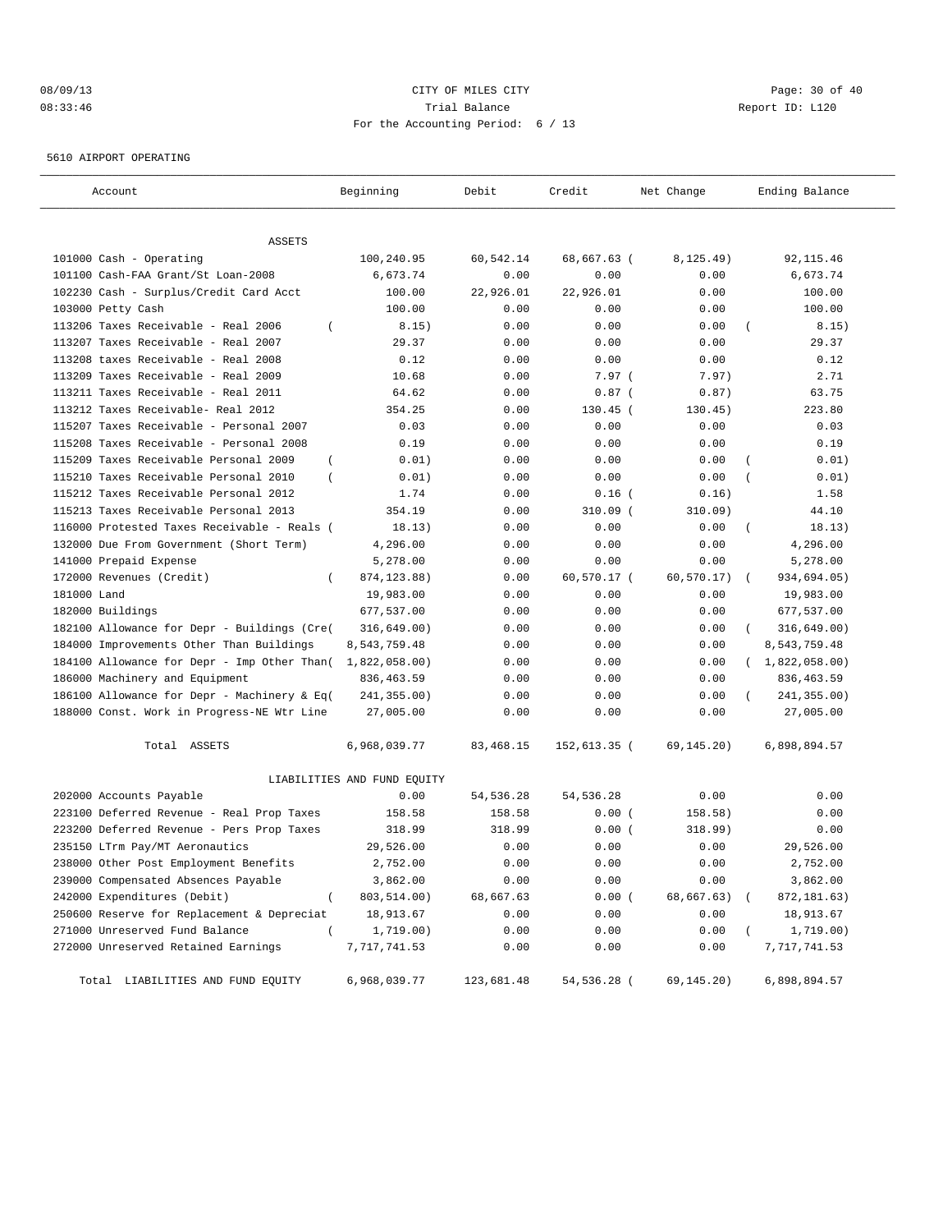CITY OF MILES CITY
Trial Balance
For the Accounting Period: 6 / 13

08/09/13
08:33:46

Report ID: L120

5610 AIRPORT OPERATING

| Account | Beginning | Debit | Credit | Net Change | Ending Balance |
|---|---|---|---|---|---|
| ASSETS | | | | | |
| 101000 Cash - Operating | 100,240.95 | 60,542.14 | 68,667.63 | ( 8,125.49) | 92,115.46 |
| 101100 Cash-FAA Grant/St Loan-2008 | 6,673.74 | 0.00 | 0.00 | 0.00 | 6,673.74 |
| 102230 Cash - Surplus/Credit Card Acct | 100.00 | 22,926.01 | 22,926.01 | 0.00 | 100.00 |
| 103000 Petty Cash | 100.00 | 0.00 | 0.00 | 0.00 | 100.00 |
| 113206 Taxes Receivable - Real 2006 | ( 8.15) | 0.00 | 0.00 | 0.00 | ( 8.15) |
| 113207 Taxes Receivable - Real 2007 | 29.37 | 0.00 | 0.00 | 0.00 | 29.37 |
| 113208 taxes Receivable - Real 2008 | 0.12 | 0.00 | 0.00 | 0.00 | 0.12 |
| 113209 Taxes Receivable - Real 2009 | 10.68 | 0.00 | 7.97 | ( 7.97) | 2.71 |
| 113211 Taxes Receivable - Real 2011 | 64.62 | 0.00 | 0.87 | ( 0.87) | 63.75 |
| 113212 Taxes Receivable- Real 2012 | 354.25 | 0.00 | 130.45 | ( 130.45) | 223.80 |
| 115207 Taxes Receivable - Personal 2007 | 0.03 | 0.00 | 0.00 | 0.00 | 0.03 |
| 115208 Taxes Receivable - Personal 2008 | 0.19 | 0.00 | 0.00 | 0.00 | 0.19 |
| 115209 Taxes Receivable Personal 2009 | ( 0.01) | 0.00 | 0.00 | 0.00 | ( 0.01) |
| 115210 Taxes Receivable Personal 2010 | ( 0.01) | 0.00 | 0.00 | 0.00 | ( 0.01) |
| 115212 Taxes Receivable Personal 2012 | 1.74 | 0.00 | 0.16 | ( 0.16) | 1.58 |
| 115213 Taxes Receivable Personal 2013 | 354.19 | 0.00 | 310.09 | ( 310.09) | 44.10 |
| 116000 Protested Taxes Receivable - Reals | ( 18.13) | 0.00 | 0.00 | 0.00 | ( 18.13) |
| 132000 Due From Government (Short Term) | 4,296.00 | 0.00 | 0.00 | 0.00 | 4,296.00 |
| 141000 Prepaid Expense | 5,278.00 | 0.00 | 0.00 | 0.00 | 5,278.00 |
| 172000 Revenues (Credit) | ( 874,123.88) | 0.00 | 60,570.17 | ( 60,570.17) | ( 934,694.05) |
| 181000 Land | 19,983.00 | 0.00 | 0.00 | 0.00 | 19,983.00 |
| 182000 Buildings | 677,537.00 | 0.00 | 0.00 | 0.00 | 677,537.00 |
| 182100 Allowance for Depr - Buildings (Cre | ( 316,649.00) | 0.00 | 0.00 | 0.00 | ( 316,649.00) |
| 184000 Improvements Other Than Buildings | 8,543,759.48 | 0.00 | 0.00 | 0.00 | 8,543,759.48 |
| 184100 Allowance for Depr - Imp Other Than | ( 1,822,058.00) | 0.00 | 0.00 | 0.00 | ( 1,822,058.00) |
| 186000 Machinery and Equipment | 836,463.59 | 0.00 | 0.00 | 0.00 | 836,463.59 |
| 186100 Allowance for Depr - Machinery & Eq | ( 241,355.00) | 0.00 | 0.00 | 0.00 | ( 241,355.00) |
| 188000 Const. Work in Progress-NE Wtr Line | 27,005.00 | 0.00 | 0.00 | 0.00 | 27,005.00 |
| Total ASSETS | 6,968,039.77 | 83,468.15 | 152,613.35 | ( 69,145.20) | 6,898,894.57 |
| LIABILITIES AND FUND EQUITY | | | | | |
| 202000 Accounts Payable | 0.00 | 54,536.28 | 54,536.28 | 0.00 | 0.00 |
| 223100 Deferred Revenue - Real Prop Taxes | 158.58 | 158.58 | 0.00 | ( 158.58) | 0.00 |
| 223200 Deferred Revenue - Pers Prop Taxes | 318.99 | 318.99 | 0.00 | ( 318.99) | 0.00 |
| 235150 LTrm Pay/MT Aeronautics | 29,526.00 | 0.00 | 0.00 | 0.00 | 29,526.00 |
| 238000 Other Post Employment Benefits | 2,752.00 | 0.00 | 0.00 | 0.00 | 2,752.00 |
| 239000 Compensated Absences Payable | 3,862.00 | 0.00 | 0.00 | 0.00 | 3,862.00 |
| 242000 Expenditures (Debit) | ( 803,514.00) | 68,667.63 | 0.00 | ( 68,667.63) | ( 872,181.63) |
| 250600 Reserve for Replacement & Depreciat | 18,913.67 | 0.00 | 0.00 | 0.00 | 18,913.67 |
| 271000 Unreserved Fund Balance | ( 1,719.00) | 0.00 | 0.00 | 0.00 | ( 1,719.00) |
| 272000 Unreserved Retained Earnings | 7,717,741.53 | 0.00 | 0.00 | 0.00 | 7,717,741.53 |
| Total LIABILITIES AND FUND EQUITY | 6,968,039.77 | 123,681.48 | 54,536.28 | ( 69,145.20) | 6,898,894.57 |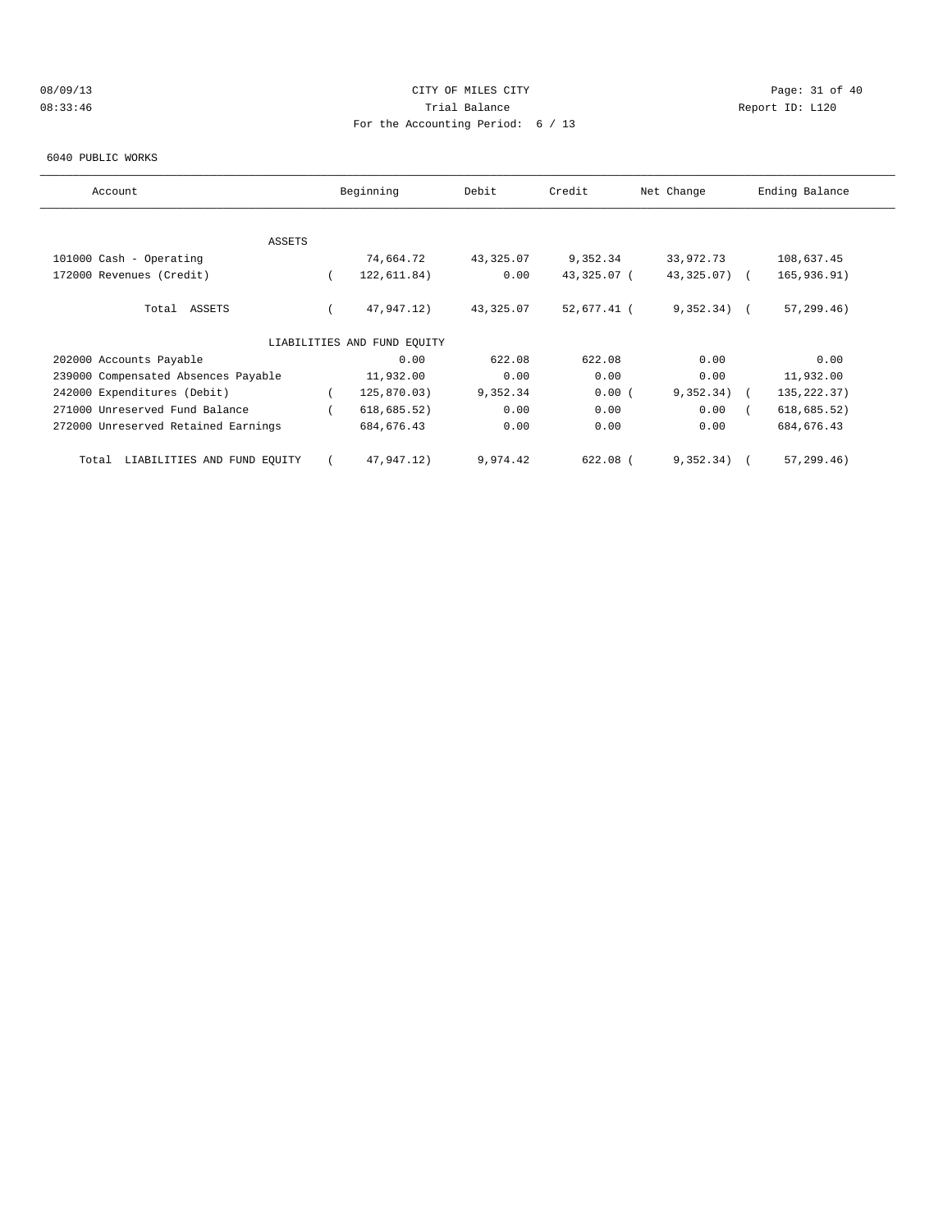CITY OF MILES CITY

Trial Balance

For the Accounting Period: 6 / 13

08/09/13
08:33:46

Report ID: L120

6040 PUBLIC WORKS

| Account | Beginning | Debit | Credit | Net Change | Ending Balance |
|---|---|---|---|---|---|
| ASSETS | | | | | |
| 101000 Cash - Operating | 74,664.72 | 43,325.07 | 9,352.34 | 33,972.73 | 108,637.45 |
| 172000 Revenues (Credit) | ( 122,611.84) | 0.00 | 43,325.07 | ( 43,325.07) | ( 165,936.91) |
| Total ASSETS | ( 47,947.12) | 43,325.07 | 52,677.41 | ( 9,352.34) | ( 57,299.46) |
| LIABILITIES AND FUND EQUITY | | | | | |
| 202000 Accounts Payable | 0.00 | 622.08 | 622.08 | 0.00 | 0.00 |
| 239000 Compensated Absences Payable | 11,932.00 | 0.00 | 0.00 | 0.00 | 11,932.00 |
| 242000 Expenditures (Debit) | ( 125,870.03) | 9,352.34 | 0.00 | ( 9,352.34) | ( 135,222.37) |
| 271000 Unreserved Fund Balance | ( 618,685.52) | 0.00 | 0.00 | 0.00 | ( 618,685.52) |
| 272000 Unreserved Retained Earnings | 684,676.43 | 0.00 | 0.00 | 0.00 | 684,676.43 |
| Total LIABILITIES AND FUND EQUITY | ( 47,947.12) | 9,974.42 | 622.08 | ( 9,352.34) | ( 57,299.46) |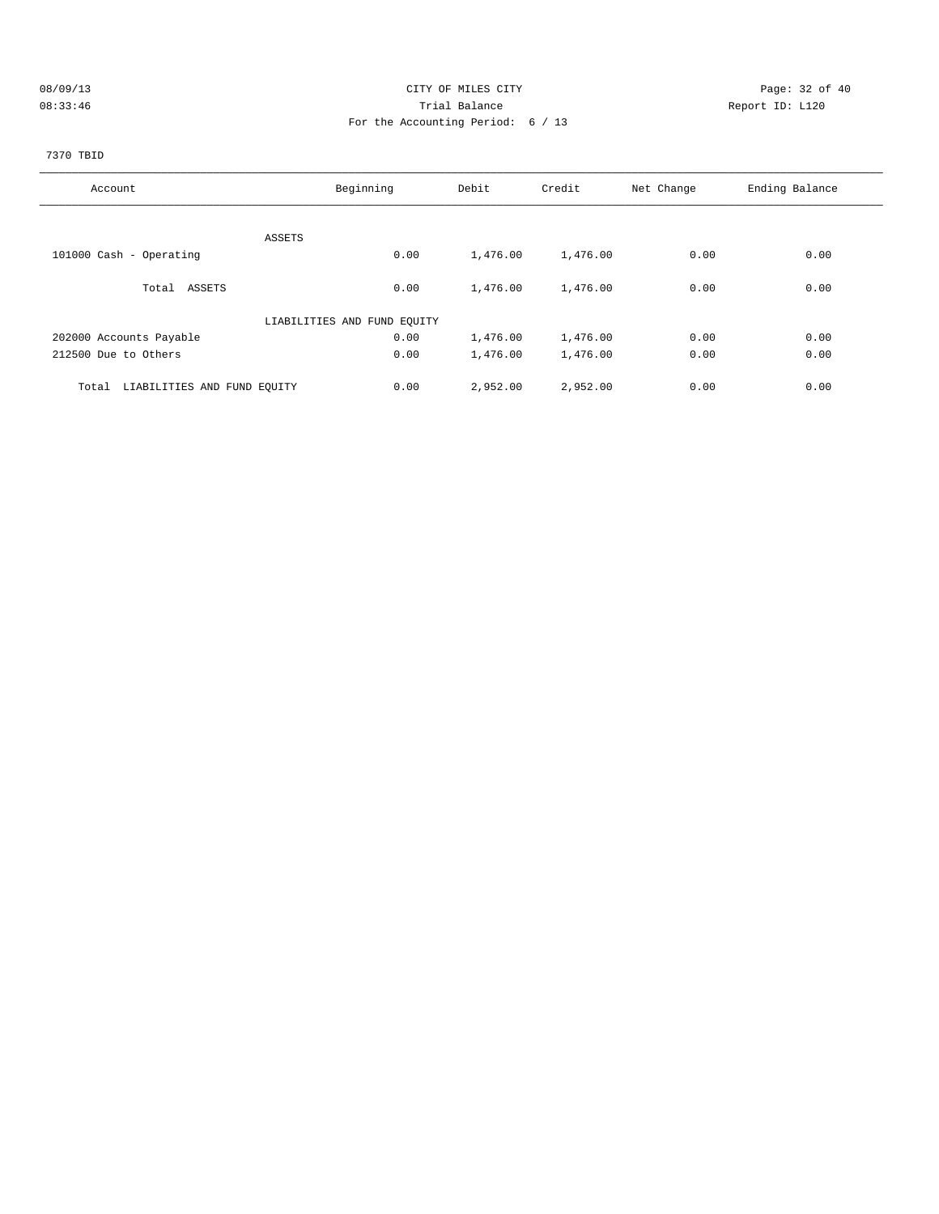CITY OF MILES CITY

Trial Balance

For the Accounting Period: 6 / 13

08/09/13
08:33:46

Report ID: L120

7370 TBID

| Account | Beginning | Debit | Credit | Net Change | Ending Balance |
|---|---|---|---|---|---|
| ASSETS | | | | | |
| 101000 Cash - Operating | 0.00 | 1,476.00 | 1,476.00 | 0.00 | 0.00 |
| Total ASSETS | 0.00 | 1,476.00 | 1,476.00 | 0.00 | 0.00 |
| LIABILITIES AND FUND EQUITY | | | | | |
| 202000 Accounts Payable | 0.00 | 1,476.00 | 1,476.00 | 0.00 | 0.00 |
| 212500 Due to Others | 0.00 | 1,476.00 | 1,476.00 | 0.00 | 0.00 |
| Total LIABILITIES AND FUND EQUITY | 0.00 | 2,952.00 | 2,952.00 | 0.00 | 0.00 |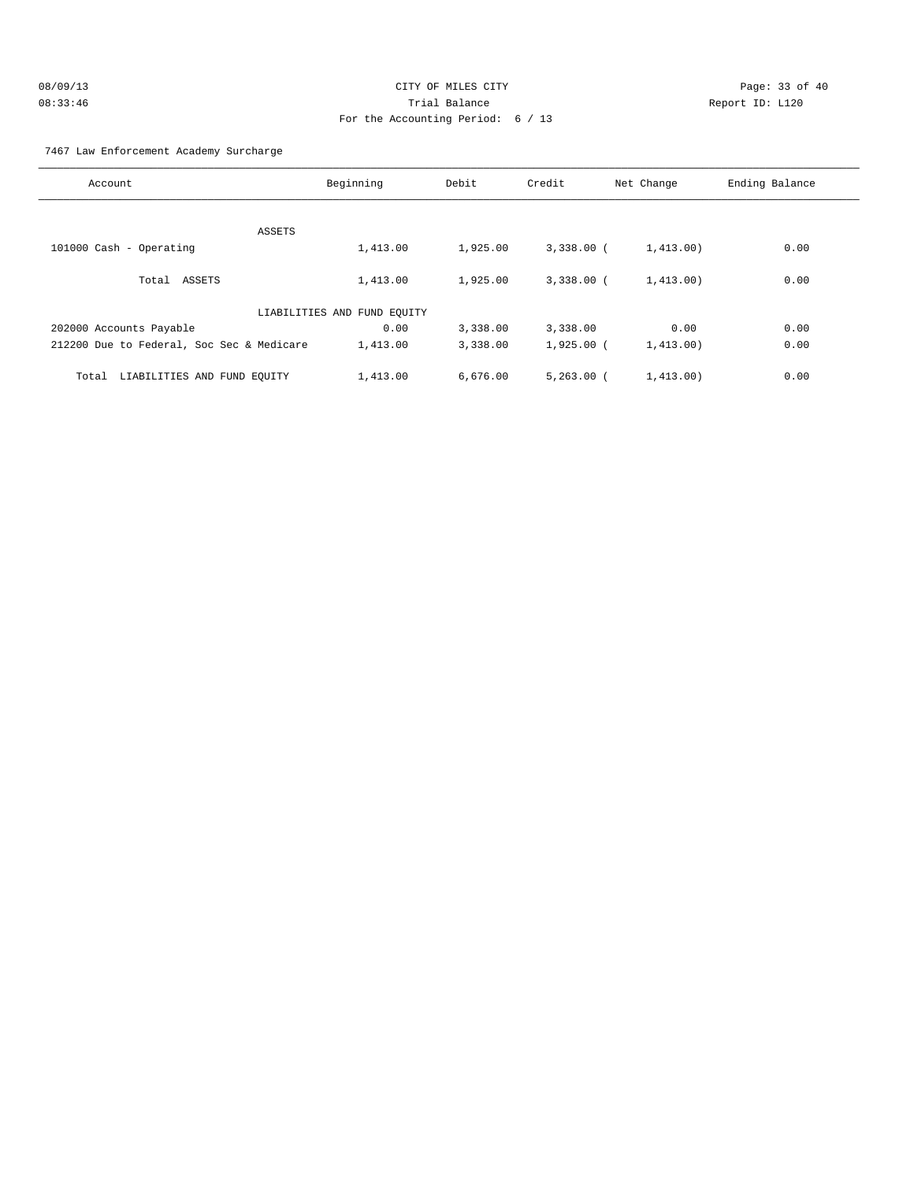CITY OF MILES CITY

Trial Balance

For the Accounting Period: 6 / 13

08/09/13 08:33:46

Report ID: L120

7467 Law Enforcement Academy Surcharge

| Account | Beginning | Debit | Credit | Net Change | Ending Balance |
|---|---|---|---|---|---|
| ASSETS | | | | | |
| 101000 Cash - Operating | 1,413.00 | 1,925.00 | 3,338.00 | ( 1,413.00) | 0.00 |
| Total ASSETS | 1,413.00 | 1,925.00 | 3,338.00 | ( 1,413.00) | 0.00 |
| LIABILITIES AND FUND EQUITY | | | | | |
| 202000 Accounts Payable | 0.00 | 3,338.00 | 3,338.00 | 0.00 | 0.00 |
| 212200 Due to Federal, Soc Sec & Medicare | 1,413.00 | 3,338.00 | 1,925.00 | ( 1,413.00) | 0.00 |
| Total LIABILITIES AND FUND EQUITY | 1,413.00 | 6,676.00 | 5,263.00 | ( 1,413.00) | 0.00 |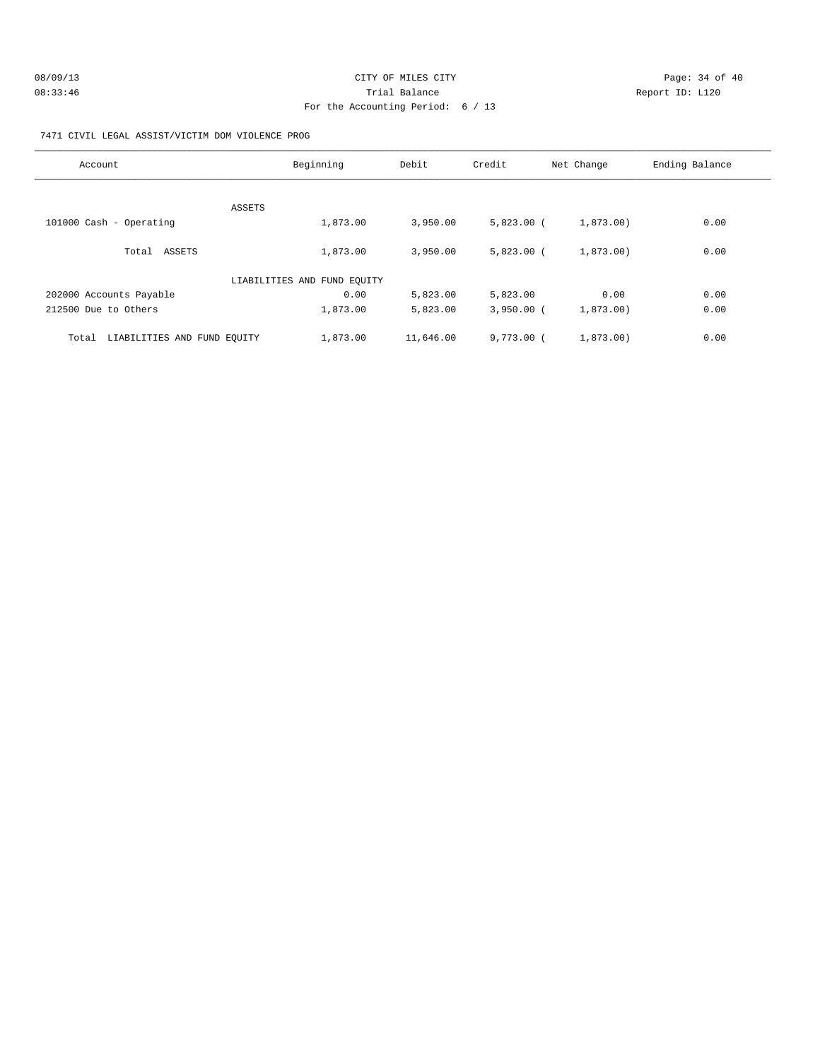08/09/13 CITY OF MILES CITY
08:33:46 Trial Balance Report ID: L120
For the Accounting Period: 6 / 13

7471 CIVIL LEGAL ASSIST/VICTIM DOM VIOLENCE PROG

| Account | Beginning | Debit | Credit | Net Change | Ending Balance |
|---|---|---|---|---|---|
| ASSETS | | | | | |
| 101000 Cash - Operating | 1,873.00 | 3,950.00 | 5,823.00 | ( 1,873.00) | 0.00 |
| Total ASSETS | 1,873.00 | 3,950.00 | 5,823.00 | ( 1,873.00) | 0.00 |
| LIABILITIES AND FUND EQUITY | | | | | |
| 202000 Accounts Payable | 0.00 | 5,823.00 | 5,823.00 | 0.00 | 0.00 |
| 212500 Due to Others | 1,873.00 | 5,823.00 | 3,950.00 | ( 1,873.00) | 0.00 |
| Total LIABILITIES AND FUND EQUITY | 1,873.00 | 11,646.00 | 9,773.00 | ( 1,873.00) | 0.00 |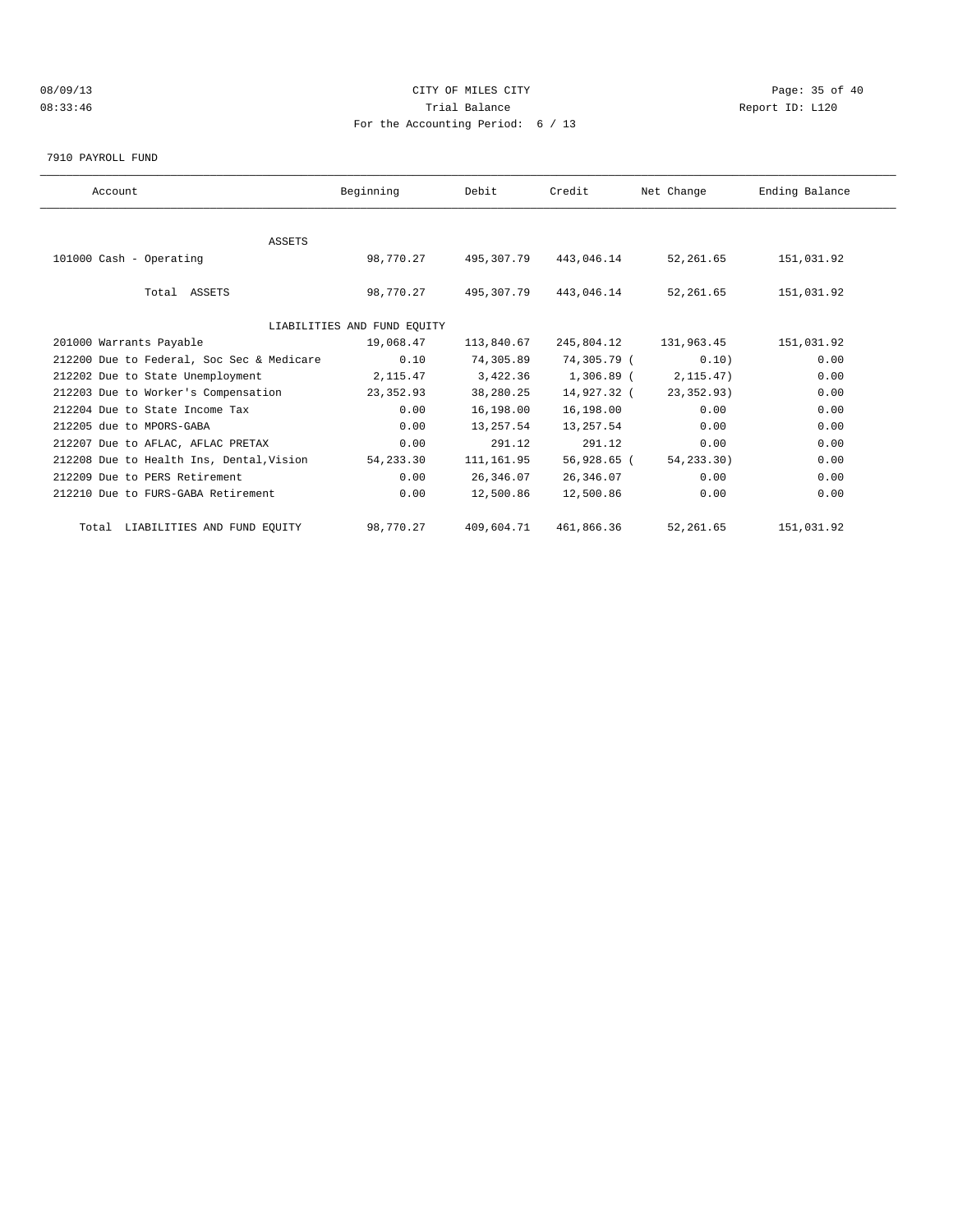CITY OF MILES CITY

Trial Balance

For the Accounting Period: 6 / 13

08/09/13 08:33:46 — Report ID: L120

7910 PAYROLL FUND

| Account | Beginning | Debit | Credit | Net Change | Ending Balance |
|---|---|---|---|---|---|
| ASSETS | | | | | |
| 101000 Cash - Operating | 98,770.27 | 495,307.79 | 443,046.14 | 52,261.65 | 151,031.92 |
| Total ASSETS | 98,770.27 | 495,307.79 | 443,046.14 | 52,261.65 | 151,031.92 |
| LIABILITIES AND FUND EQUITY | | | | | |
| 201000 Warrants Payable | 19,068.47 | 113,840.67 | 245,804.12 | 131,963.45 | 151,031.92 |
| 212200 Due to Federal, Soc Sec & Medicare | 0.10 | 74,305.89 | 74,305.79 | ( 0.10) | 0.00 |
| 212202 Due to State Unemployment | 2,115.47 | 3,422.36 | 1,306.89 | ( 2,115.47) | 0.00 |
| 212203 Due to Worker's Compensation | 23,352.93 | 38,280.25 | 14,927.32 | ( 23,352.93) | 0.00 |
| 212204 Due to State Income Tax | 0.00 | 16,198.00 | 16,198.00 | 0.00 | 0.00 |
| 212205 due to MPORS-GABA | 0.00 | 13,257.54 | 13,257.54 | 0.00 | 0.00 |
| 212207 Due to AFLAC, AFLAC PRETAX | 0.00 | 291.12 | 291.12 | 0.00 | 0.00 |
| 212208 Due to Health Ins, Dental,Vision | 54,233.30 | 111,161.95 | 56,928.65 | ( 54,233.30) | 0.00 |
| 212209 Due to PERS Retirement | 0.00 | 26,346.07 | 26,346.07 | 0.00 | 0.00 |
| 212210 Due to FURS-GABA Retirement | 0.00 | 12,500.86 | 12,500.86 | 0.00 | 0.00 |
| Total LIABILITIES AND FUND EQUITY | 98,770.27 | 409,604.71 | 461,866.36 | 52,261.65 | 151,031.92 |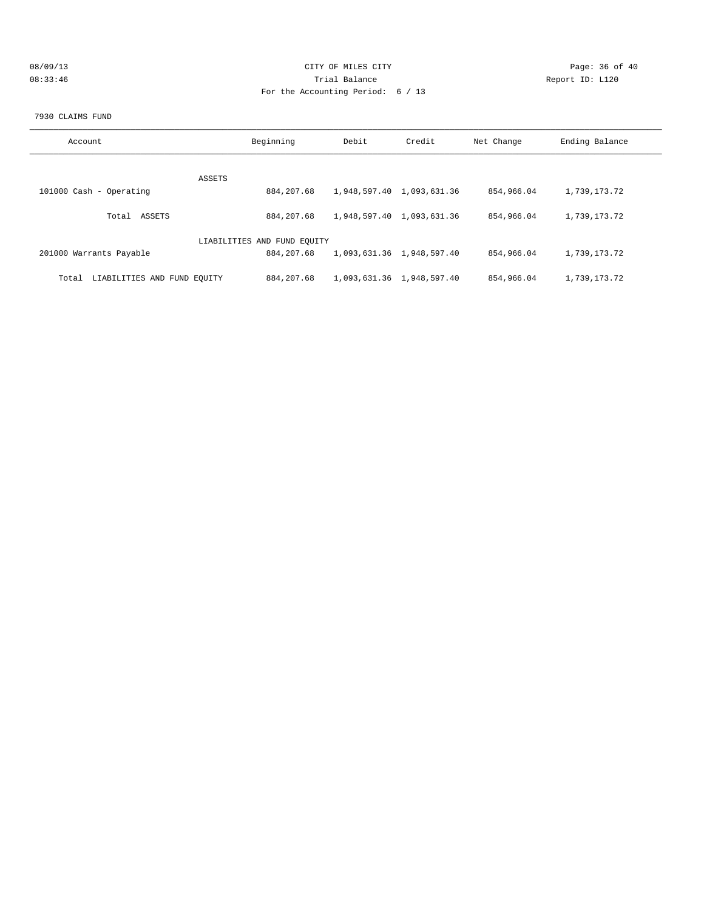CITY OF MILES CITY
Trial Balance
For the Accounting Period: 6 / 13

08/09/13
08:33:46

Report ID: L120

7930 CLAIMS FUND

| Account | Beginning | Debit | Credit | Net Change | Ending Balance |
|---|---|---|---|---|---|
| ASSETS | | | | | |
| 101000 Cash - Operating | 884,207.68 | 1,948,597.40 | 1,093,631.36 | 854,966.04 | 1,739,173.72 |
| Total ASSETS | 884,207.68 | 1,948,597.40 | 1,093,631.36 | 854,966.04 | 1,739,173.72 |
| LIABILITIES AND FUND EQUITY | | | | | |
| 201000 Warrants Payable | 884,207.68 | 1,093,631.36 | 1,948,597.40 | 854,966.04 | 1,739,173.72 |
| Total LIABILITIES AND FUND EQUITY | 884,207.68 | 1,093,631.36 | 1,948,597.40 | 854,966.04 | 1,739,173.72 |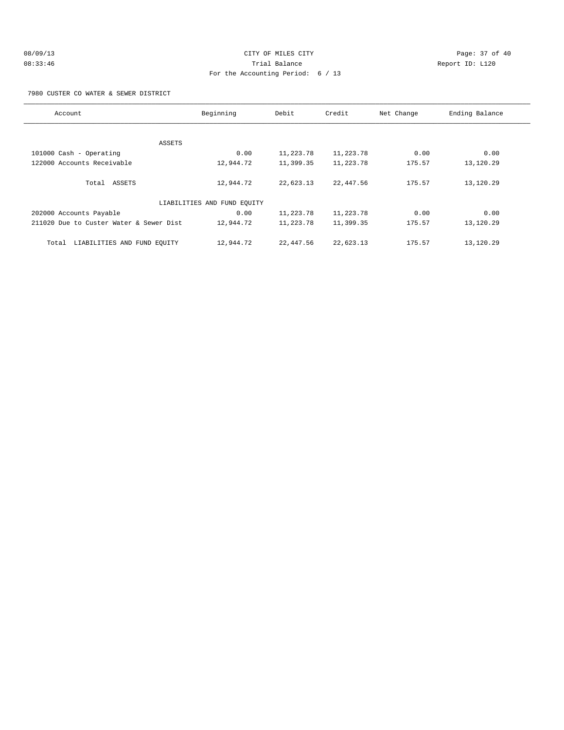CITY OF MILES CITY
Trial Balance
For the Accounting Period: 6 / 13

08/09/13
08:33:46

Report ID: L120

7980 CUSTER CO WATER & SEWER DISTRICT

| Account | Beginning | Debit | Credit | Net Change | Ending Balance |
|---|---|---|---|---|---|
| ASSETS | | | | | |
| 101000 Cash - Operating | 0.00 | 11,223.78 | 11,223.78 | 0.00 | 0.00 |
| 122000 Accounts Receivable | 12,944.72 | 11,399.35 | 11,223.78 | 175.57 | 13,120.29 |
| Total ASSETS | 12,944.72 | 22,623.13 | 22,447.56 | 175.57 | 13,120.29 |
| LIABILITIES AND FUND EQUITY | | | | | |
| 202000 Accounts Payable | 0.00 | 11,223.78 | 11,223.78 | 0.00 | 0.00 |
| 211020 Due to Custer Water & Sewer Dist | 12,944.72 | 11,223.78 | 11,399.35 | 175.57 | 13,120.29 |
| Total LIABILITIES AND FUND EQUITY | 12,944.72 | 22,447.56 | 22,623.13 | 175.57 | 13,120.29 |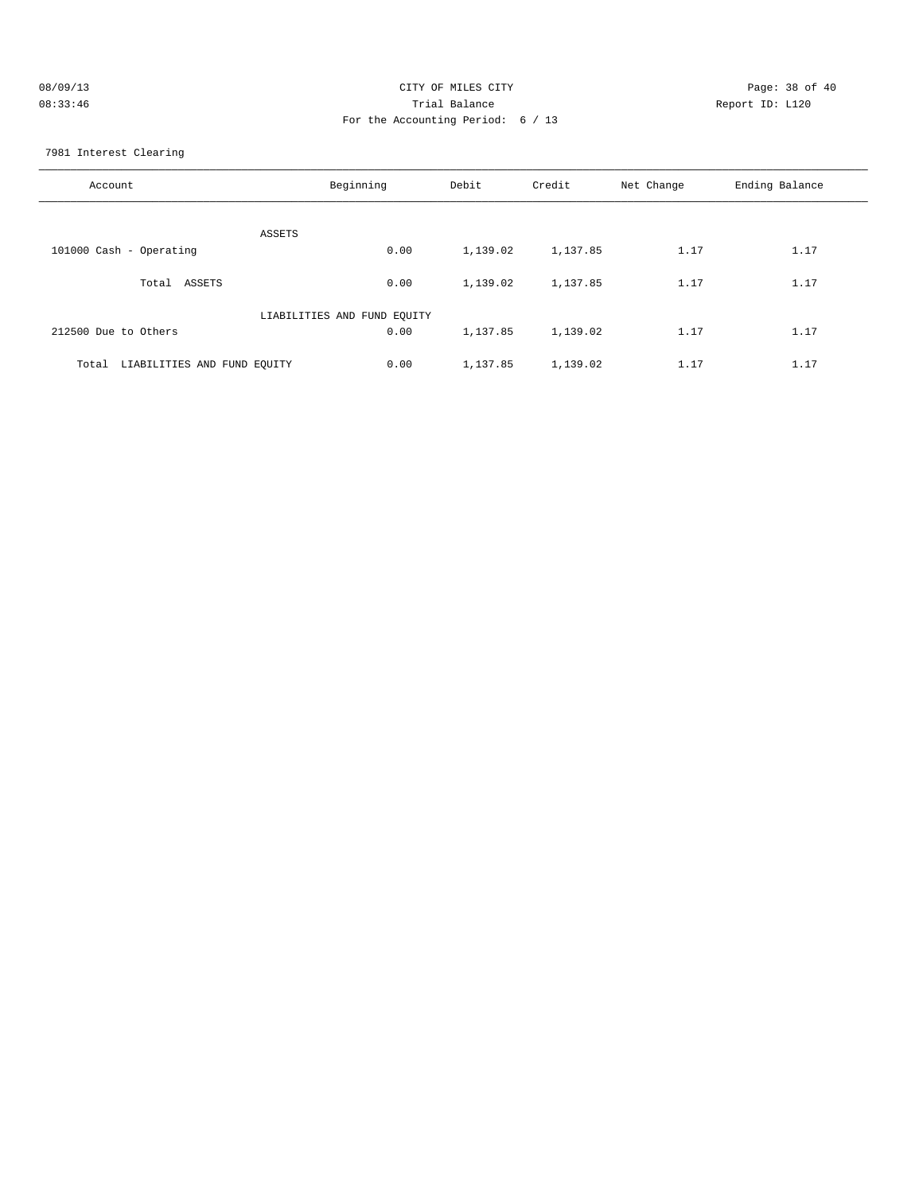CITY OF MILES CITY

Trial Balance

For the Accounting Period: 6 / 13

08/09/13
08:33:46

Report ID: L120

7981 Interest Clearing

| Account | Beginning | Debit | Credit | Net Change | Ending Balance |
|---|---|---|---|---|---|
| ASSETS | | | | | |
| 101000 Cash - Operating | 0.00 | 1,139.02 | 1,137.85 | 1.17 | 1.17 |
| Total ASSETS | 0.00 | 1,139.02 | 1,137.85 | 1.17 | 1.17 |
| LIABILITIES AND FUND EQUITY | | | | | |
| 212500 Due to Others | 0.00 | 1,137.85 | 1,139.02 | 1.17 | 1.17 |
| Total LIABILITIES AND FUND EQUITY | 0.00 | 1,137.85 | 1,139.02 | 1.17 | 1.17 |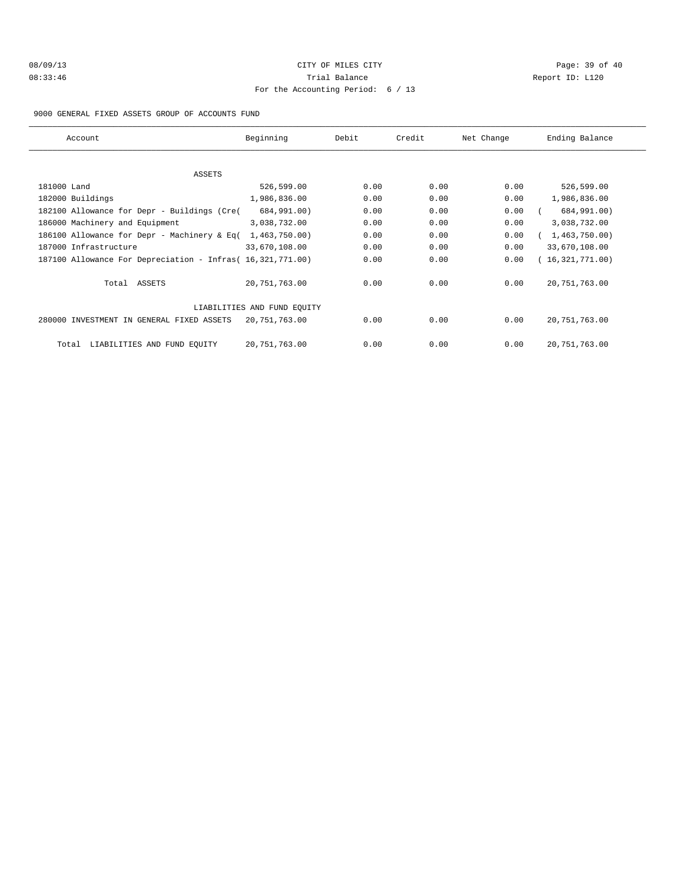CITY OF MILES CITY

Trial Balance

For the Accounting Period: 6 / 13

08/09/13 08:33:46 Report ID: L120

9000 GENERAL FIXED ASSETS GROUP OF ACCOUNTS FUND

| Account | Beginning | Debit | Credit | Net Change | Ending Balance |
|---|---|---|---|---|---|
| ASSETS | | | | | |
| 181000 Land | 526,599.00 | 0.00 | 0.00 | 0.00 | 526,599.00 |
| 182000 Buildings | 1,986,836.00 | 0.00 | 0.00 | 0.00 | 1,986,836.00 |
| 182100 Allowance for Depr - Buildings (Cre( | 684,991.00) | 0.00 | 0.00 | 0.00 | ( 684,991.00) |
| 186000 Machinery and Equipment | 3,038,732.00 | 0.00 | 0.00 | 0.00 | 3,038,732.00 |
| 186100 Allowance for Depr - Machinery & Eq( | 1,463,750.00) | 0.00 | 0.00 | 0.00 | ( 1,463,750.00) |
| 187000 Infrastructure | 33,670,108.00 | 0.00 | 0.00 | 0.00 | 33,670,108.00 |
| 187100 Allowance For Depreciation - Infras( | 16,321,771.00) | 0.00 | 0.00 | 0.00 | ( 16,321,771.00) |
| Total ASSETS | 20,751,763.00 | 0.00 | 0.00 | 0.00 | 20,751,763.00 |
| LIABILITIES AND FUND EQUITY | | | | | |
| 280000 INVESTMENT IN GENERAL FIXED ASSETS | 20,751,763.00 | 0.00 | 0.00 | 0.00 | 20,751,763.00 |
| Total LIABILITIES AND FUND EQUITY | 20,751,763.00 | 0.00 | 0.00 | 0.00 | 20,751,763.00 |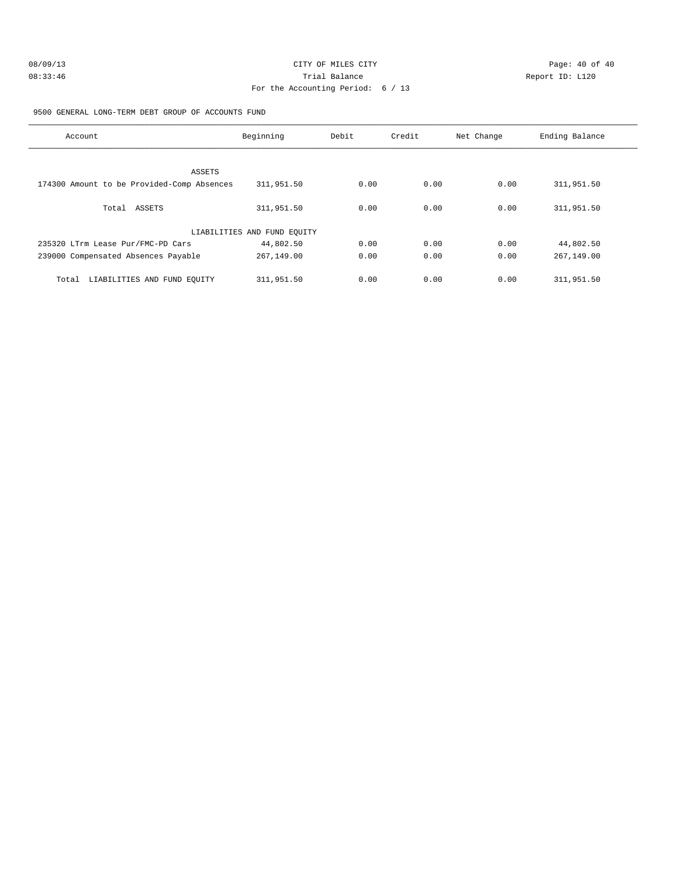CITY OF MILES CITY

Trial Balance

For the Accounting Period: 6 / 13

08/09/13
08:33:46

Report ID: L120

9500 GENERAL LONG-TERM DEBT GROUP OF ACCOUNTS FUND

| Account | Beginning | Debit | Credit | Net Change | Ending Balance |
|---|---|---|---|---|---|
| ASSETS | | | | | |
| 174300 Amount to be Provided-Comp Absences | 311,951.50 | 0.00 | 0.00 | 0.00 | 311,951.50 |
| Total ASSETS | 311,951.50 | 0.00 | 0.00 | 0.00 | 311,951.50 |
| LIABILITIES AND FUND EQUITY | | | | | |
| 235320 LTrm Lease Pur/FMC-PD Cars | 44,802.50 | 0.00 | 0.00 | 0.00 | 44,802.50 |
| 239000 Compensated Absences Payable | 267,149.00 | 0.00 | 0.00 | 0.00 | 267,149.00 |
| Total LIABILITIES AND FUND EQUITY | 311,951.50 | 0.00 | 0.00 | 0.00 | 311,951.50 |